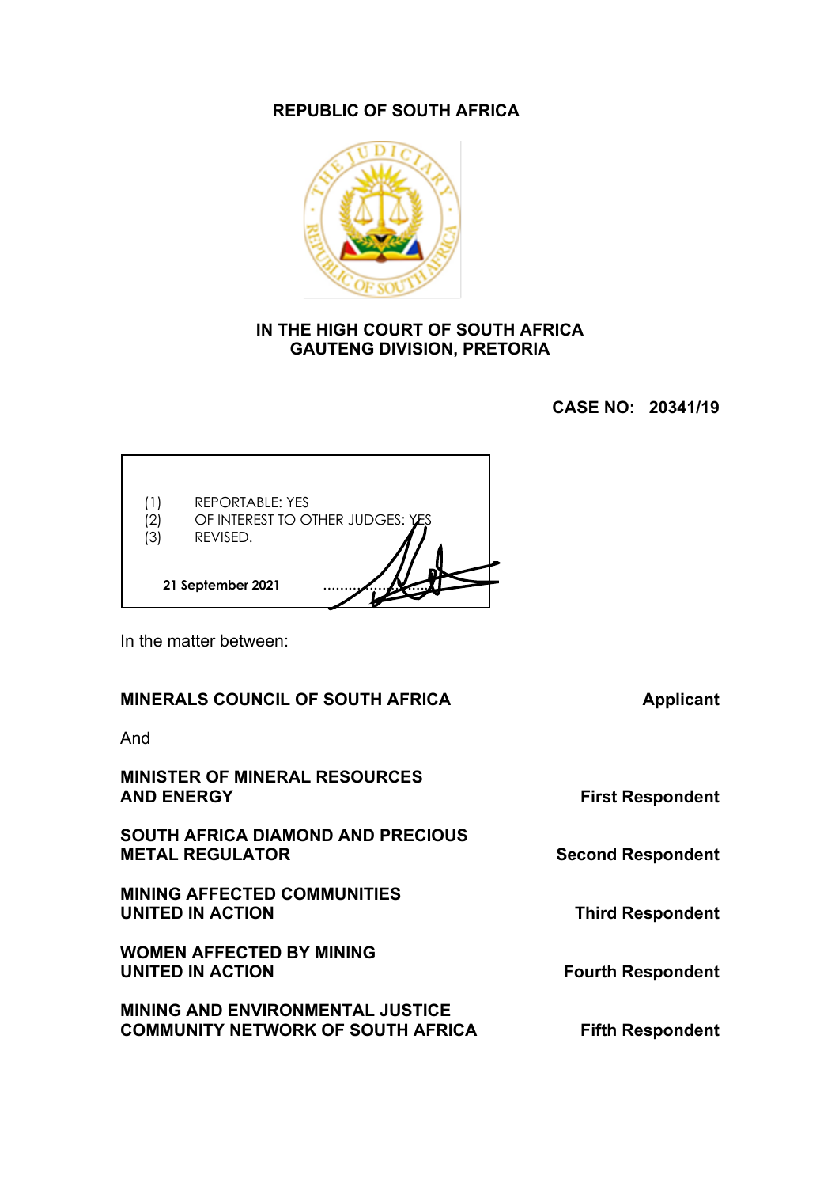**REPUBLIC OF SOUTH AFRICA**

**IN THE HIGH COURT OF SOUTH AFRICA**
**GAUTENG DIVISION, PRETORIA**

**CASE NO: 20341/19**

(1) REPORTABLE: YES
(2) OF INTEREST TO OTHER JUDGES: YES
(3) REVISED.

**21 September 2021** ............................

In the matter between:

| | |
|---|---|
| **MINERALS COUNCIL OF SOUTH AFRICA** | **Applicant** |
| And | |
| **MINISTER OF MINERAL RESOURCES AND ENERGY** | **First Respondent** |
| **SOUTH AFRICA DIAMOND AND PRECIOUS METAL REGULATOR** | **Second Respondent** |
| **MINING AFFECTED COMMUNITIES UNITED IN ACTION** | **Third Respondent** |
| **WOMEN AFFECTED BY MINING UNITED IN ACTION** | **Fourth Respondent** |
| **MINING AND ENVIRONMENTAL JUSTICE COMMUNITY NETWORK OF SOUTH AFRICA** | **Fifth Respondent** |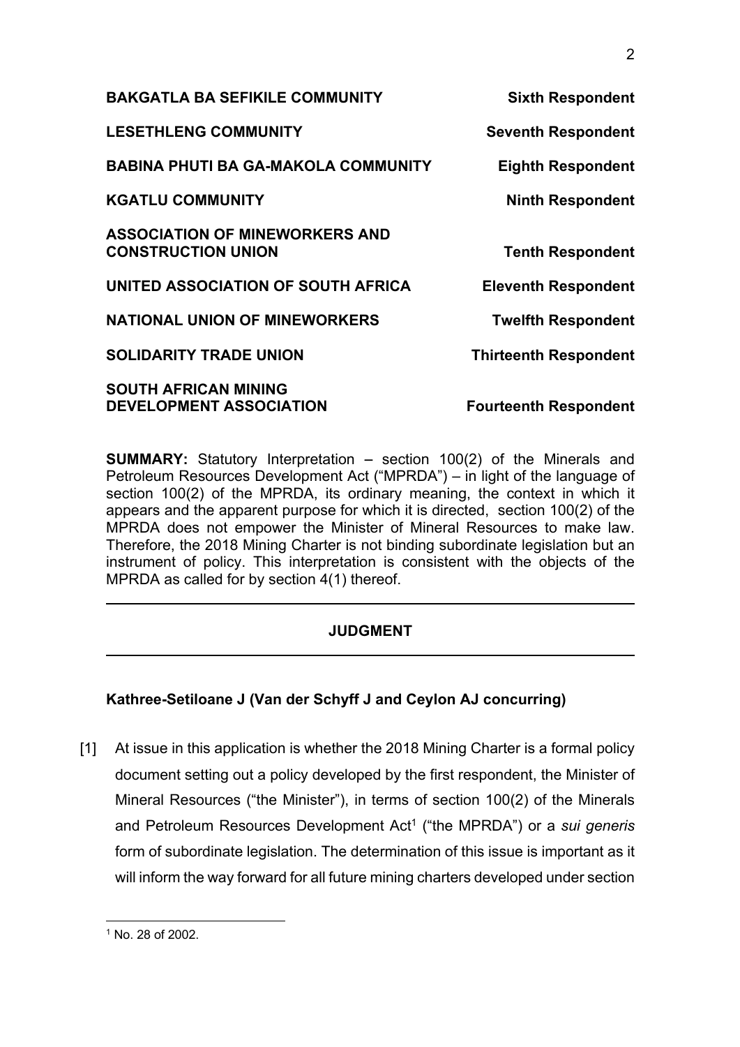| | |
|---|---|
| **BAKGATLA BA SEFIKILE COMMUNITY** | **Sixth Respondent** |
| **LESETHLENG COMMUNITY** | **Seventh Respondent** |
| **BABINA PHUTI BA GA-MAKOLA COMMUNITY** | **Eighth Respondent** |
| **KGATLU COMMUNITY** | **Ninth Respondent** |
| **ASSOCIATION OF MINEWORKERS AND CONSTRUCTION UNION** | **Tenth Respondent** |
| **UNITED ASSOCIATION OF SOUTH AFRICA** | **Eleventh Respondent** |
| **NATIONAL UNION OF MINEWORKERS** | **Twelfth Respondent** |
| **SOLIDARITY TRADE UNION** | **Thirteenth Respondent** |
| **SOUTH AFRICAN MINING DEVELOPMENT ASSOCIATION** | **Fourteenth Respondent** |

**SUMMARY:** Statutory Interpretation – section 100(2) of the Minerals and Petroleum Resources Development Act ("MPRDA") – in light of the language of section 100(2) of the MPRDA, its ordinary meaning, the context in which it appears and the apparent purpose for which it is directed, section 100(2) of the MPRDA does not empower the Minister of Mineral Resources to make law. Therefore, the 2018 Mining Charter is not binding subordinate legislation but an instrument of policy. This interpretation is consistent with the objects of the MPRDA as called for by section 4(1) thereof.

---

## JUDGMENT

---

**Kathree-Setiloane J (Van der Schyff J and Ceylon AJ concurring)**

[1] At issue in this application is whether the 2018 Mining Charter is a formal policy document setting out a policy developed by the first respondent, the Minister of Mineral Resources ("the Minister"), in terms of section 100(2) of the Minerals and Petroleum Resources Development Act[1] ("the MPRDA") or a *sui generis* form of subordinate legislation. The determination of this issue is important as it will inform the way forward for all future mining charters developed under section

[1] No. 28 of 2002.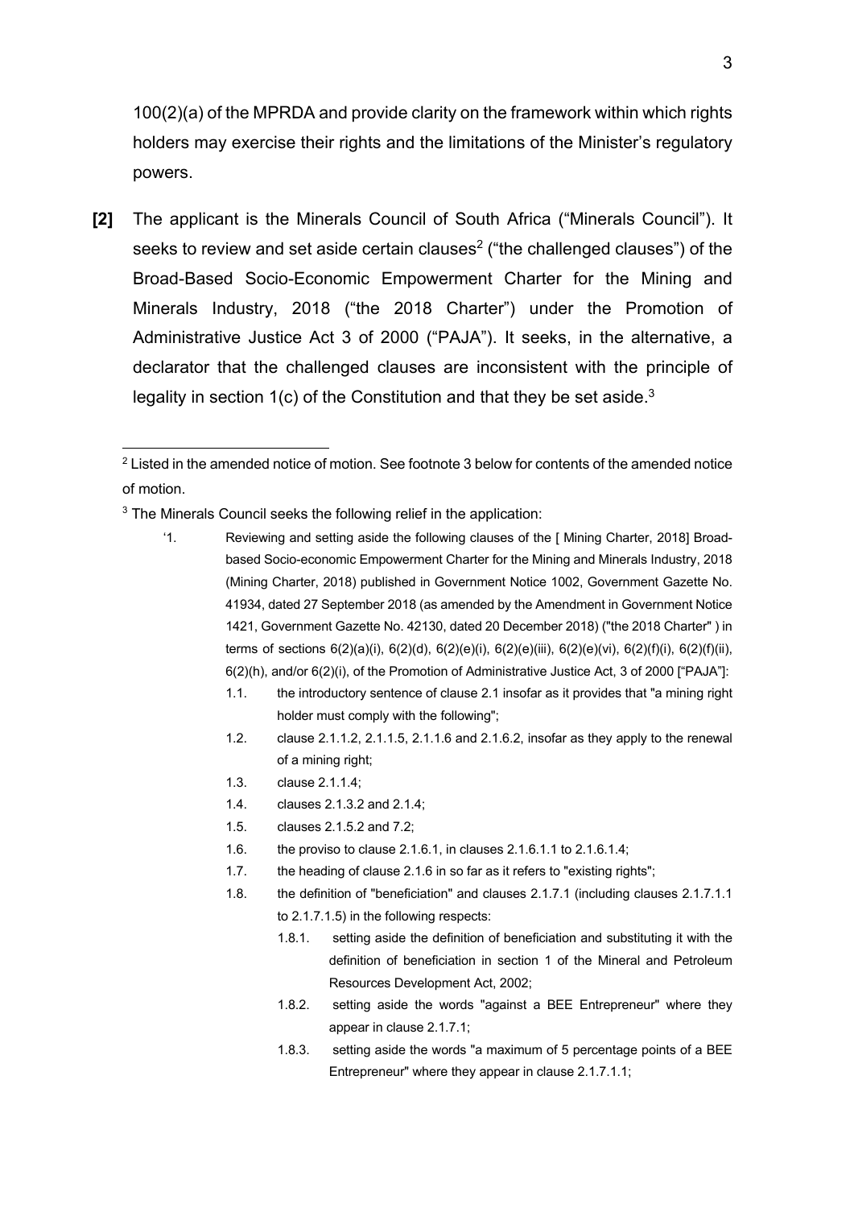100(2)(a) of the MPRDA and provide clarity on the framework within which rights holders may exercise their rights and the limitations of the Minister's regulatory powers.

**[2]** The applicant is the Minerals Council of South Africa ("Minerals Council"). It seeks to review and set aside certain clauses[2] ("the challenged clauses") of the Broad-Based Socio-Economic Empowerment Charter for the Mining and Minerals Industry, 2018 ("the 2018 Charter") under the Promotion of Administrative Justice Act 3 of 2000 ("PAJA"). It seeks, in the alternative, a declarator that the challenged clauses are inconsistent with the principle of legality in section 1(c) of the Constitution and that they be set aside.[3]

---

[2] Listed in the amended notice of motion. See footnote 3 below for contents of the amended notice of motion.

[3] The Minerals Council seeks the following relief in the application:

> '1. Reviewing and setting aside the following clauses of the [ Mining Charter, 2018] Broad-based Socio-economic Empowerment Charter for the Mining and Minerals Industry, 2018 (Mining Charter, 2018) published in Government Notice 1002, Government Gazette No. 41934, dated 27 September 2018 (as amended by the Amendment in Government Notice 1421, Government Gazette No. 42130, dated 20 December 2018) ("the 2018 Charter" ) in terms of sections 6(2)(a)(i), 6(2)(d), 6(2)(e)(i), 6(2)(e)(iii), 6(2)(e)(vi), 6(2)(f)(i), 6(2)(f)(ii), 6(2)(h), and/or 6(2)(i), of the Promotion of Administrative Justice Act, 3 of 2000 ["PAJA"]:
>
> 1.1. the introductory sentence of clause 2.1 insofar as it provides that "a mining right holder must comply with the following";
>
> 1.2. clause 2.1.1.2, 2.1.1.5, 2.1.1.6 and 2.1.6.2, insofar as they apply to the renewal of a mining right;
>
> 1.3. clause 2.1.1.4;
>
> 1.4. clauses 2.1.3.2 and 2.1.4;
>
> 1.5. clauses 2.1.5.2 and 7.2;
>
> 1.6. the proviso to clause 2.1.6.1, in clauses 2.1.6.1.1 to 2.1.6.1.4;
>
> 1.7. the heading of clause 2.1.6 in so far as it refers to "existing rights";
>
> 1.8. the definition of "beneficiation" and clauses 2.1.7.1 (including clauses 2.1.7.1.1 to 2.1.7.1.5) in the following respects:
>
> 1.8.1. setting aside the definition of beneficiation and substituting it with the definition of beneficiation in section 1 of the Mineral and Petroleum Resources Development Act, 2002;
>
> 1.8.2. setting aside the words "against a BEE Entrepreneur" where they appear in clause 2.1.7.1;
>
> 1.8.3. setting aside the words "a maximum of 5 percentage points of a BEE Entrepreneur" where they appear in clause 2.1.7.1.1;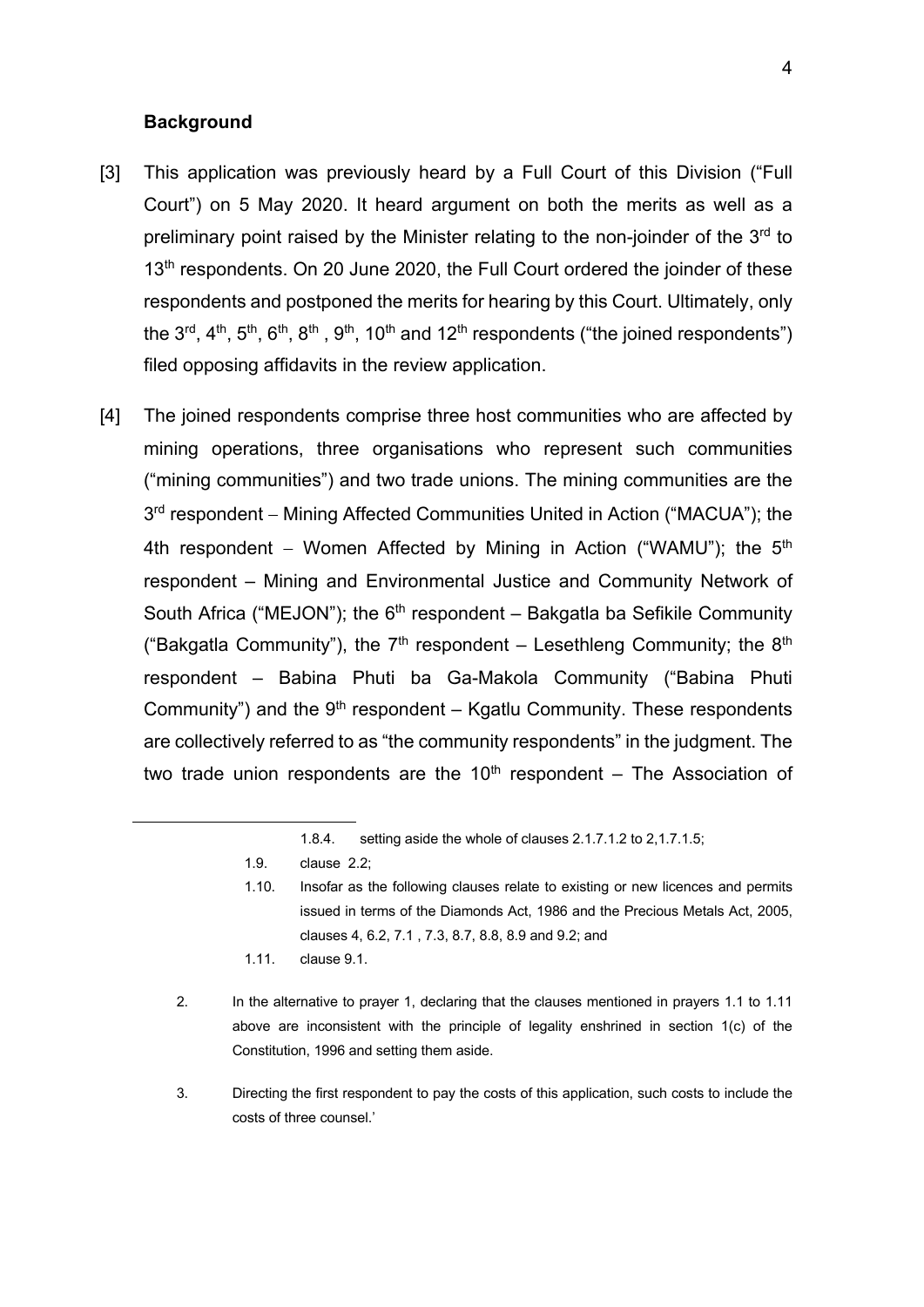**Background**

[3] This application was previously heard by a Full Court of this Division ("Full Court") on 5 May 2020. It heard argument on both the merits as well as a preliminary point raised by the Minister relating to the non-joinder of the 3rd to 13th respondents. On 20 June 2020, the Full Court ordered the joinder of these respondents and postponed the merits for hearing by this Court. Ultimately, only the 3rd, 4th, 5th, 6th, 8th , 9th, 10th and 12th respondents ("the joined respondents") filed opposing affidavits in the review application.

[4] The joined respondents comprise three host communities who are affected by mining operations, three organisations who represent such communities ("mining communities") and two trade unions. The mining communities are the 3rd respondent – Mining Affected Communities United in Action ("MACUA"); the 4th respondent – Women Affected by Mining in Action ("WAMU"); the 5th respondent – Mining and Environmental Justice and Community Network of South Africa ("MEJON"); the 6th respondent – Bakgatla ba Sefikile Community ("Bakgatla Community"), the 7th respondent – Lesethleng Community; the 8th respondent – Babina Phuti ba Ga-Makola Community ("Babina Phuti Community") and the 9th respondent – Kgatlu Community. These respondents are collectively referred to as "the community respondents" in the judgment. The two trade union respondents are the 10th respondent – The Association of

---

1.8.4. setting aside the whole of clauses 2.1.7.1.2 to 2,1.7.1.5;

1.9. clause 2.2;

1.10. Insofar as the following clauses relate to existing or new licences and permits issued in terms of the Diamonds Act, 1986 and the Precious Metals Act, 2005, clauses 4, 6.2, 7.1 , 7.3, 8.7, 8.8, 8.9 and 9.2; and

1.11. clause 9.1.

2. In the alternative to prayer 1, declaring that the clauses mentioned in prayers 1.1 to 1.11 above are inconsistent with the principle of legality enshrined in section 1(c) of the Constitution, 1996 and setting them aside.

3. Directing the first respondent to pay the costs of this application, such costs to include the costs of three counsel.'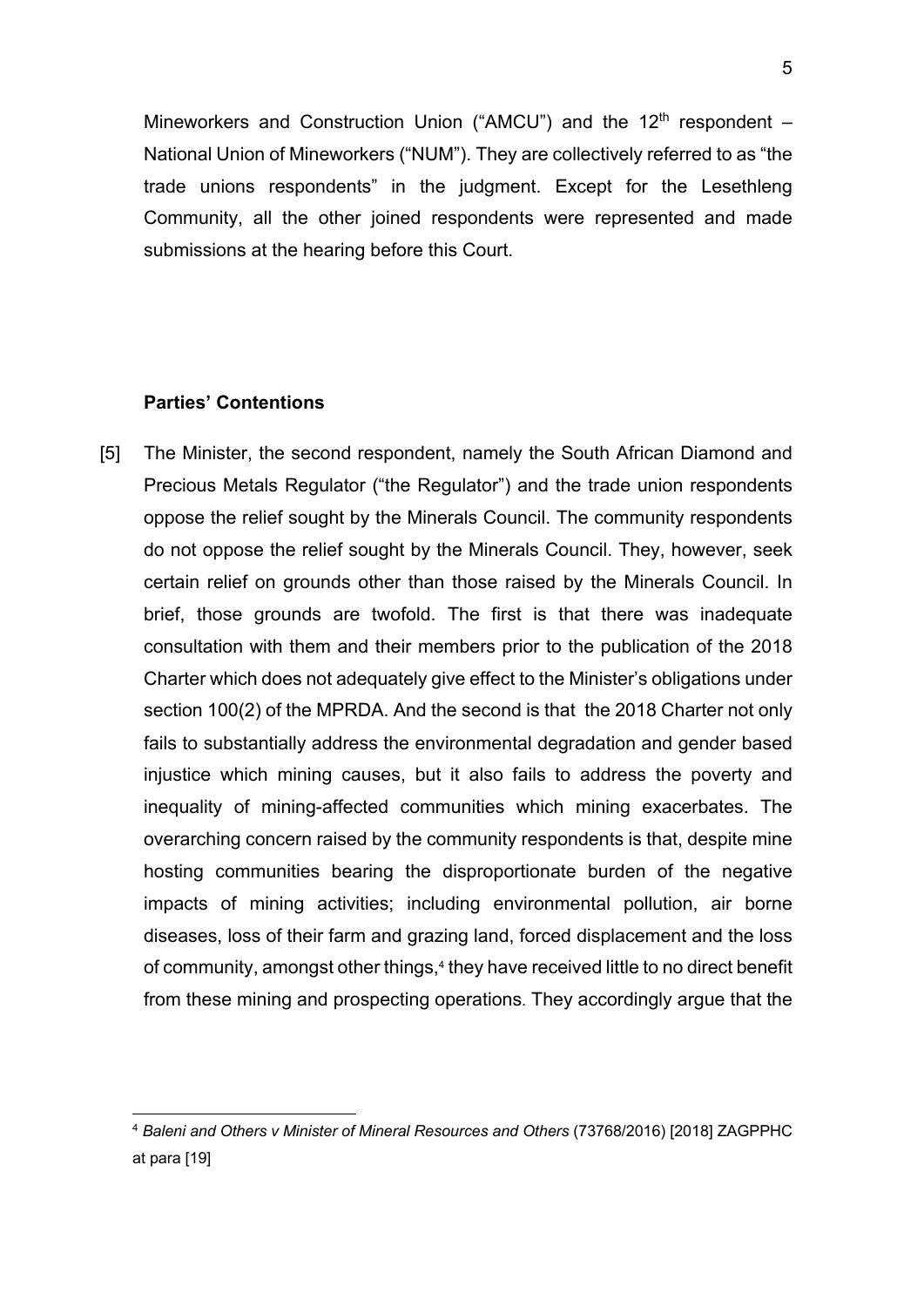Mineworkers and Construction Union ("AMCU") and the 12th respondent – National Union of Mineworkers ("NUM"). They are collectively referred to as "the trade unions respondents" in the judgment. Except for the Lesethleng Community, all the other joined respondents were represented and made submissions at the hearing before this Court.

**Parties' Contentions**

[5] The Minister, the second respondent, namely the South African Diamond and Precious Metals Regulator ("the Regulator") and the trade union respondents oppose the relief sought by the Minerals Council. The community respondents do not oppose the relief sought by the Minerals Council. They, however, seek certain relief on grounds other than those raised by the Minerals Council. In brief, those grounds are twofold. The first is that there was inadequate consultation with them and their members prior to the publication of the 2018 Charter which does not adequately give effect to the Minister's obligations under section 100(2) of the MPRDA. And the second is that the 2018 Charter not only fails to substantially address the environmental degradation and gender based injustice which mining causes, but it also fails to address the poverty and inequality of mining-affected communities which mining exacerbates. The overarching concern raised by the community respondents is that, despite mine hosting communities bearing the disproportionate burden of the negative impacts of mining activities; including environmental pollution, air borne diseases, loss of their farm and grazing land, forced displacement and the loss of community, amongst other things,[4] they have received little to no direct benefit from these mining and prospecting operations. They accordingly argue that the

[4] *Baleni and Others v Minister of Mineral Resources and Others* (73768/2016) [2018] ZAGPPHC at para [19]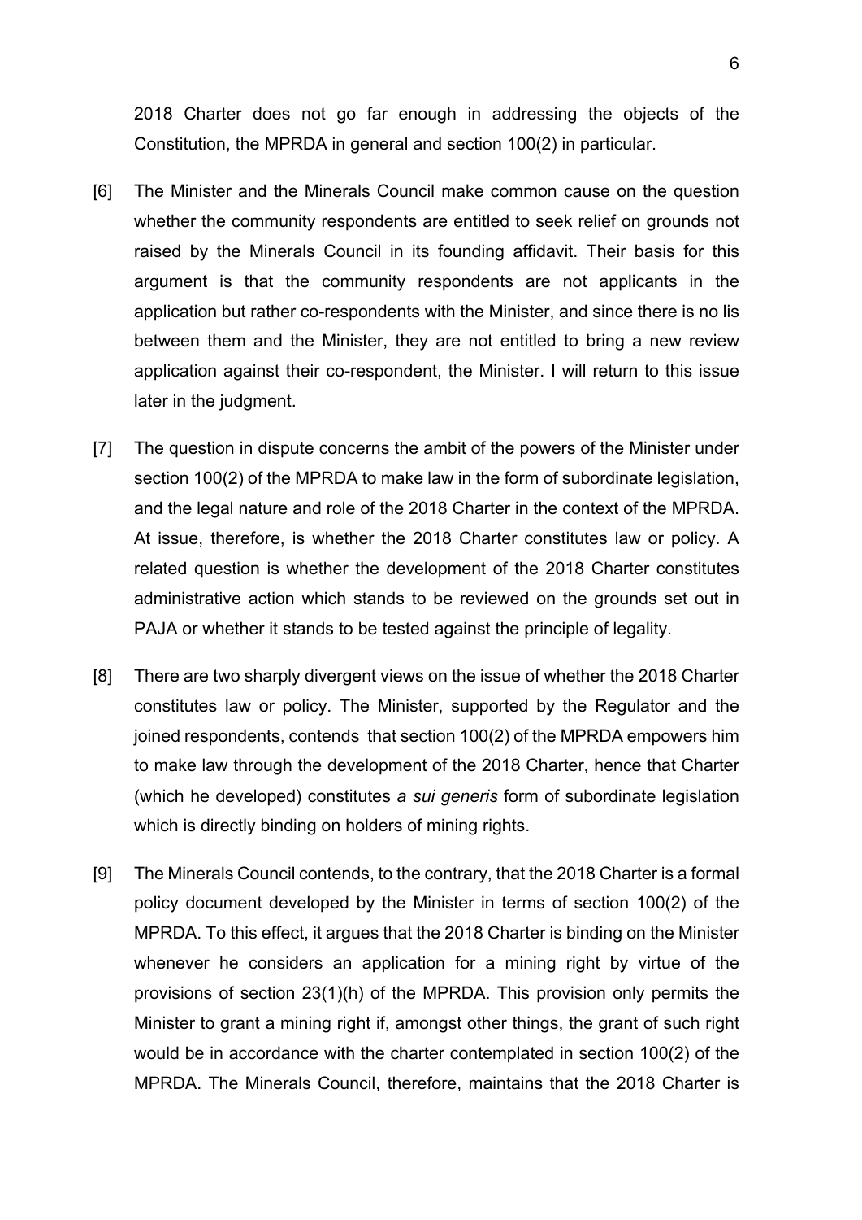2018 Charter does not go far enough in addressing the objects of the Constitution, the MPRDA in general and section 100(2) in particular.

[6] The Minister and the Minerals Council make common cause on the question whether the community respondents are entitled to seek relief on grounds not raised by the Minerals Council in its founding affidavit. Their basis for this argument is that the community respondents are not applicants in the application but rather co-respondents with the Minister, and since there is no lis between them and the Minister, they are not entitled to bring a new review application against their co-respondent, the Minister. I will return to this issue later in the judgment.

[7] The question in dispute concerns the ambit of the powers of the Minister under section 100(2) of the MPRDA to make law in the form of subordinate legislation, and the legal nature and role of the 2018 Charter in the context of the MPRDA. At issue, therefore, is whether the 2018 Charter constitutes law or policy. A related question is whether the development of the 2018 Charter constitutes administrative action which stands to be reviewed on the grounds set out in PAJA or whether it stands to be tested against the principle of legality.

[8] There are two sharply divergent views on the issue of whether the 2018 Charter constitutes law or policy. The Minister, supported by the Regulator and the joined respondents, contends that section 100(2) of the MPRDA empowers him to make law through the development of the 2018 Charter, hence that Charter (which he developed) constitutes *a sui generis* form of subordinate legislation which is directly binding on holders of mining rights.

[9] The Minerals Council contends, to the contrary, that the 2018 Charter is a formal policy document developed by the Minister in terms of section 100(2) of the MPRDA. To this effect, it argues that the 2018 Charter is binding on the Minister whenever he considers an application for a mining right by virtue of the provisions of section 23(1)(h) of the MPRDA. This provision only permits the Minister to grant a mining right if, amongst other things, the grant of such right would be in accordance with the charter contemplated in section 100(2) of the MPRDA. The Minerals Council, therefore, maintains that the 2018 Charter is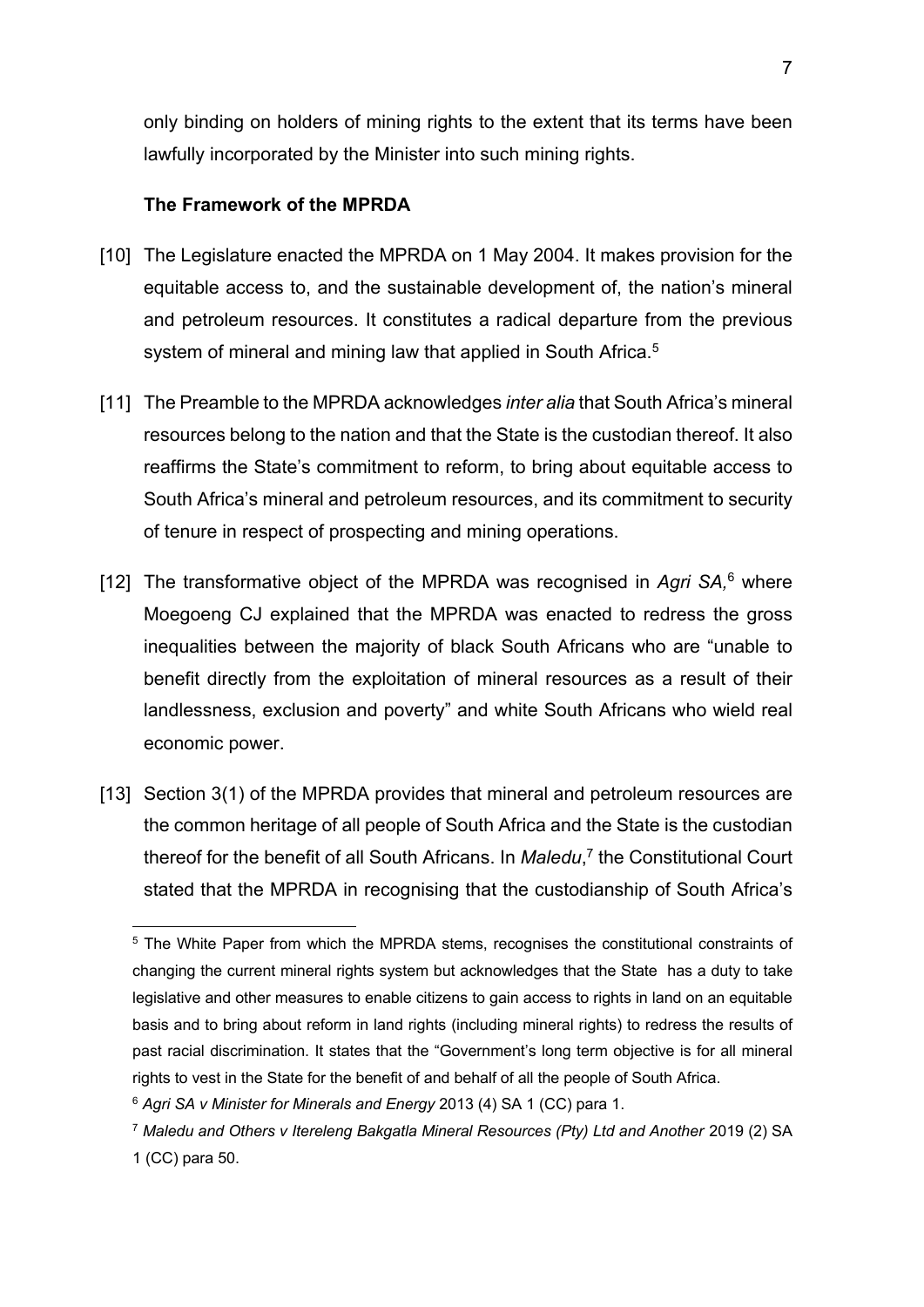only binding on holders of mining rights to the extent that its terms have been lawfully incorporated by the Minister into such mining rights.

**The Framework of the MPRDA**

[10] The Legislature enacted the MPRDA on 1 May 2004. It makes provision for the equitable access to, and the sustainable development of, the nation's mineral and petroleum resources. It constitutes a radical departure from the previous system of mineral and mining law that applied in South Africa.[5]

[11] The Preamble to the MPRDA acknowledges *inter alia* that South Africa's mineral resources belong to the nation and that the State is the custodian thereof. It also reaffirms the State's commitment to reform, to bring about equitable access to South Africa's mineral and petroleum resources, and its commitment to security of tenure in respect of prospecting and mining operations.

[12] The transformative object of the MPRDA was recognised in *Agri SA,*[6] where Moegoeng CJ explained that the MPRDA was enacted to redress the gross inequalities between the majority of black South Africans who are "unable to benefit directly from the exploitation of mineral resources as a result of their landlessness, exclusion and poverty" and white South Africans who wield real economic power.

[13] Section 3(1) of the MPRDA provides that mineral and petroleum resources are the common heritage of all people of South Africa and the State is the custodian thereof for the benefit of all South Africans. In *Maledu*,[7] the Constitutional Court stated that the MPRDA in recognising that the custodianship of South Africa's

---

[5] The White Paper from which the MPRDA stems, recognises the constitutional constraints of changing the current mineral rights system but acknowledges that the State has a duty to take legislative and other measures to enable citizens to gain access to rights in land on an equitable basis and to bring about reform in land rights (including mineral rights) to redress the results of past racial discrimination. It states that the "Government's long term objective is for all mineral rights to vest in the State for the benefit of and behalf of all the people of South Africa.

[6] *Agri SA v Minister for Minerals and Energy* 2013 (4) SA 1 (CC) para 1.

[7] *Maledu and Others v Itereleng Bakgatla Mineral Resources (Pty) Ltd and Another* 2019 (2) SA 1 (CC) para 50.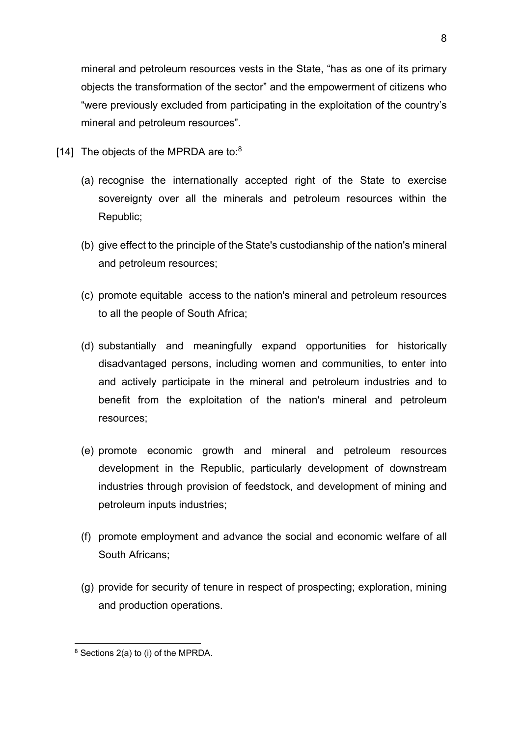mineral and petroleum resources vests in the State, "has as one of its primary objects the transformation of the sector" and the empowerment of citizens who "were previously excluded from participating in the exploitation of the country's mineral and petroleum resources".

[14] The objects of the MPRDA are to:[8]

(a) recognise the internationally accepted right of the State to exercise sovereignty over all the minerals and petroleum resources within the Republic;

(b) give effect to the principle of the State's custodianship of the nation's mineral and petroleum resources;

(c) promote equitable access to the nation's mineral and petroleum resources to all the people of South Africa;

(d) substantially and meaningfully expand opportunities for historically disadvantaged persons, including women and communities, to enter into and actively participate in the mineral and petroleum industries and to benefit from the exploitation of the nation's mineral and petroleum resources;

(e) promote economic growth and mineral and petroleum resources development in the Republic, particularly development of downstream industries through provision of feedstock, and development of mining and petroleum inputs industries;

(f) promote employment and advance the social and economic welfare of all South Africans;

(g) provide for security of tenure in respect of prospecting; exploration, mining and production operations.

---

[8] Sections 2(a) to (i) of the MPRDA.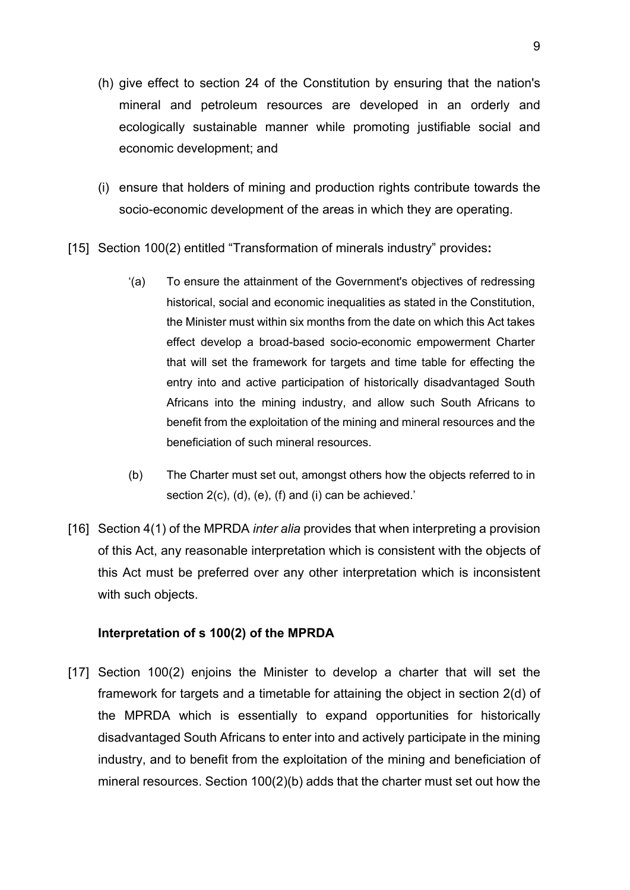(h) give effect to section 24 of the Constitution by ensuring that the nation's mineral and petroleum resources are developed in an orderly and ecologically sustainable manner while promoting justifiable social and economic development; and

(i) ensure that holders of mining and production rights contribute towards the socio-economic development of the areas in which they are operating.

[15] Section 100(2) entitled "Transformation of minerals industry" provides**:**

> '(a) To ensure the attainment of the Government's objectives of redressing historical, social and economic inequalities as stated in the Constitution, the Minister must within six months from the date on which this Act takes effect develop a broad-based socio-economic empowerment Charter that will set the framework for targets and time table for effecting the entry into and active participation of historically disadvantaged South Africans into the mining industry, and allow such South Africans to benefit from the exploitation of the mining and mineral resources and the beneficiation of such mineral resources.
>
> (b) The Charter must set out, amongst others how the objects referred to in section 2(c), (d), (e), (f) and (i) can be achieved.'

[16] Section 4(1) of the MPRDA *inter alia* provides that when interpreting a provision of this Act, any reasonable interpretation which is consistent with the objects of this Act must be preferred over any other interpretation which is inconsistent with such objects.

**Interpretation of s 100(2) of the MPRDA**

[17] Section 100(2) enjoins the Minister to develop a charter that will set the framework for targets and a timetable for attaining the object in section 2(d) of the MPRDA which is essentially to expand opportunities for historically disadvantaged South Africans to enter into and actively participate in the mining industry, and to benefit from the exploitation of the mining and beneficiation of mineral resources. Section 100(2)(b) adds that the charter must set out how the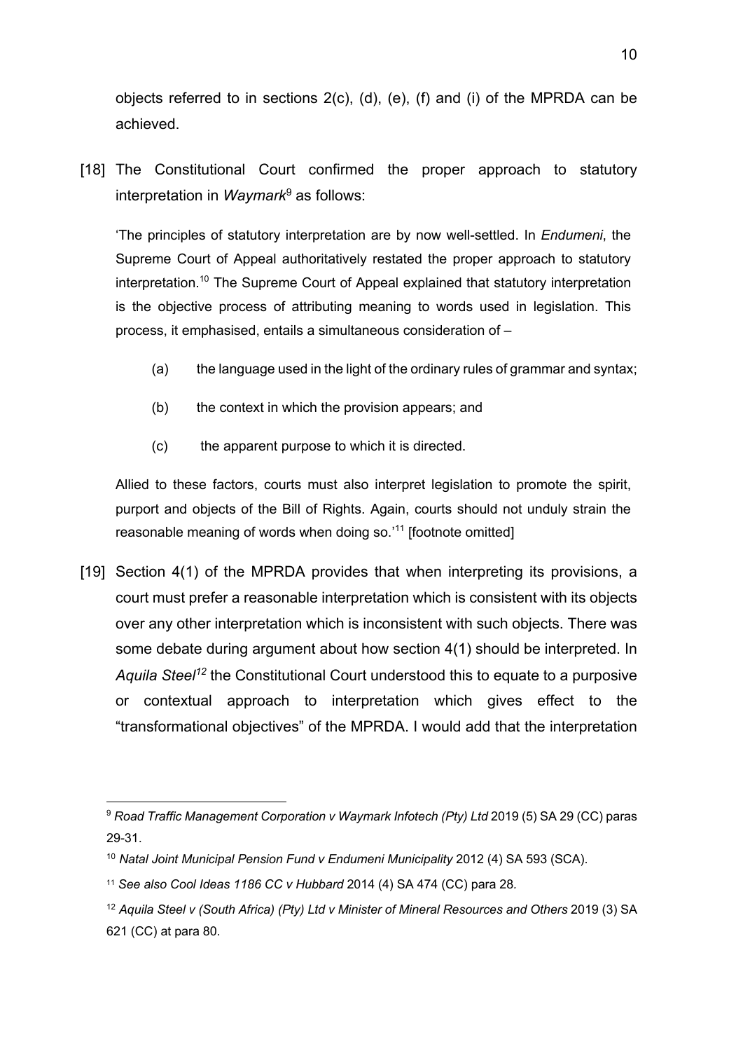objects referred to in sections 2(c), (d), (e), (f) and (i) of the MPRDA can be achieved.

[18] The Constitutional Court confirmed the proper approach to statutory interpretation in *Waymark*[9] as follows:

> 'The principles of statutory interpretation are by now well-settled. In *Endumeni*, the Supreme Court of Appeal authoritatively restated the proper approach to statutory interpretation.[10] The Supreme Court of Appeal explained that statutory interpretation is the objective process of attributing meaning to words used in legislation. This process, it emphasised, entails a simultaneous consideration of –
>
> (a) the language used in the light of the ordinary rules of grammar and syntax;
>
> (b) the context in which the provision appears; and
>
> (c) the apparent purpose to which it is directed.
>
> Allied to these factors, courts must also interpret legislation to promote the spirit, purport and objects of the Bill of Rights. Again, courts should not unduly strain the reasonable meaning of words when doing so.'[11] [footnote omitted]

[19] Section 4(1) of the MPRDA provides that when interpreting its provisions, a court must prefer a reasonable interpretation which is consistent with its objects over any other interpretation which is inconsistent with such objects. There was some debate during argument about how section 4(1) should be interpreted. In *Aquila Steel*[12] the Constitutional Court understood this to equate to a purposive or contextual approach to interpretation which gives effect to the "transformational objectives" of the MPRDA. I would add that the interpretation

---

[9] *Road Traffic Management Corporation v Waymark Infotech (Pty) Ltd* 2019 (5) SA 29 (CC) paras 29-31.

[10] *Natal Joint Municipal Pension Fund v Endumeni Municipality* 2012 (4) SA 593 (SCA).

[11] *See also Cool Ideas 1186 CC v Hubbard* 2014 (4) SA 474 (CC) para 28.

[12] *Aquila Steel v (South Africa) (Pty) Ltd v Minister of Mineral Resources and Others* 2019 (3) SA 621 (CC) at para 80.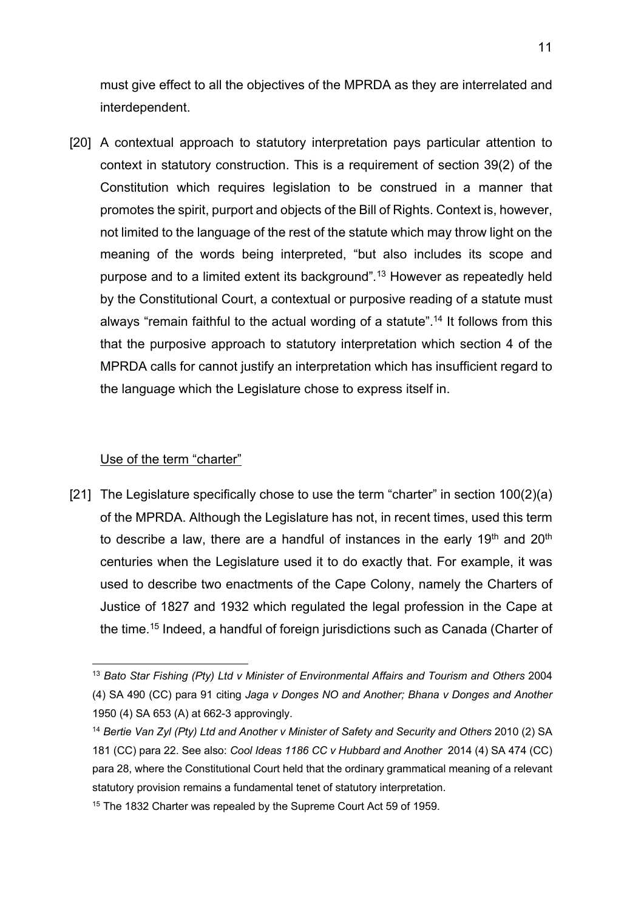must give effect to all the objectives of the MPRDA as they are interrelated and interdependent.

[20] A contextual approach to statutory interpretation pays particular attention to context in statutory construction. This is a requirement of section 39(2) of the Constitution which requires legislation to be construed in a manner that promotes the spirit, purport and objects of the Bill of Rights. Context is, however, not limited to the language of the rest of the statute which may throw light on the meaning of the words being interpreted, "but also includes its scope and purpose and to a limited extent its background".[13] However as repeatedly held by the Constitutional Court, a contextual or purposive reading of a statute must always "remain faithful to the actual wording of a statute".[14] It follows from this that the purposive approach to statutory interpretation which section 4 of the MPRDA calls for cannot justify an interpretation which has insufficient regard to the language which the Legislature chose to express itself in.

Use of the term "charter"

[21] The Legislature specifically chose to use the term "charter" in section 100(2)(a) of the MPRDA. Although the Legislature has not, in recent times, used this term to describe a law, there are a handful of instances in the early 19th and 20th centuries when the Legislature used it to do exactly that. For example, it was used to describe two enactments of the Cape Colony, namely the Charters of Justice of 1827 and 1932 which regulated the legal profession in the Cape at the time.[15] Indeed, a handful of foreign jurisdictions such as Canada (Charter of

---

[13] *Bato Star Fishing (Pty) Ltd v Minister of Environmental Affairs and Tourism and Others* 2004 (4) SA 490 (CC) para 91 citing *Jaga v Donges NO and Another; Bhana v Donges and Another* 1950 (4) SA 653 (A) at 662-3 approvingly.

[14] *Bertie Van Zyl (Pty) Ltd and Another v Minister of Safety and Security and Others* 2010 (2) SA 181 (CC) para 22. See also: *Cool Ideas 1186 CC v Hubbard and Another* 2014 (4) SA 474 (CC) para 28, where the Constitutional Court held that the ordinary grammatical meaning of a relevant statutory provision remains a fundamental tenet of statutory interpretation.

[15] The 1832 Charter was repealed by the Supreme Court Act 59 of 1959.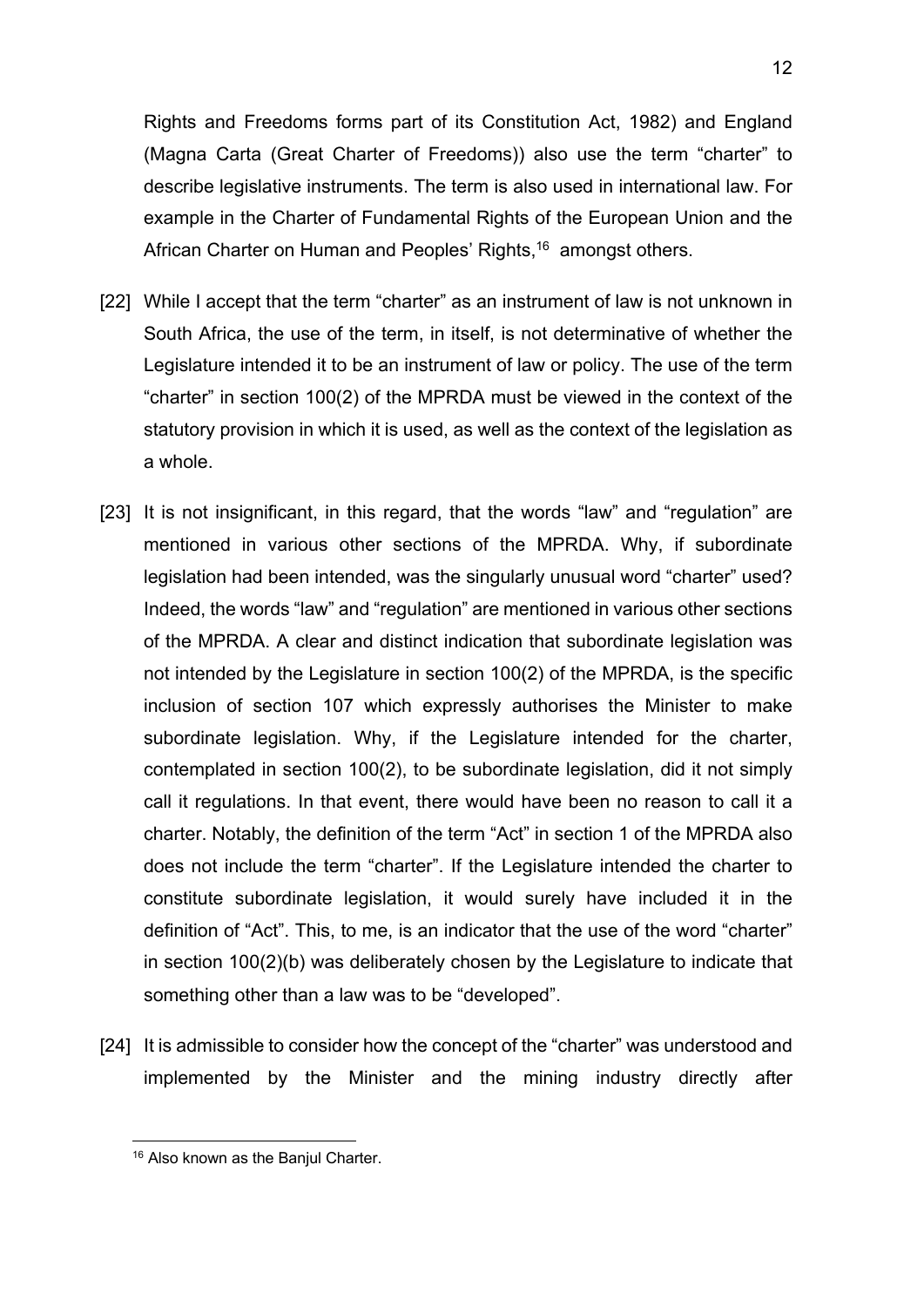Rights and Freedoms forms part of its Constitution Act, 1982) and England (Magna Carta (Great Charter of Freedoms)) also use the term "charter" to describe legislative instruments. The term is also used in international law. For example in the Charter of Fundamental Rights of the European Union and the African Charter on Human and Peoples' Rights,[16] amongst others.

[22] While I accept that the term "charter" as an instrument of law is not unknown in South Africa, the use of the term, in itself, is not determinative of whether the Legislature intended it to be an instrument of law or policy. The use of the term "charter" in section 100(2) of the MPRDA must be viewed in the context of the statutory provision in which it is used, as well as the context of the legislation as a whole.

[23] It is not insignificant, in this regard, that the words "law" and "regulation" are mentioned in various other sections of the MPRDA. Why, if subordinate legislation had been intended, was the singularly unusual word "charter" used? Indeed, the words "law" and "regulation" are mentioned in various other sections of the MPRDA. A clear and distinct indication that subordinate legislation was not intended by the Legislature in section 100(2) of the MPRDA, is the specific inclusion of section 107 which expressly authorises the Minister to make subordinate legislation. Why, if the Legislature intended for the charter, contemplated in section 100(2), to be subordinate legislation, did it not simply call it regulations. In that event, there would have been no reason to call it a charter. Notably, the definition of the term "Act" in section 1 of the MPRDA also does not include the term "charter". If the Legislature intended the charter to constitute subordinate legislation, it would surely have included it in the definition of "Act". This, to me, is an indicator that the use of the word "charter" in section 100(2)(b) was deliberately chosen by the Legislature to indicate that something other than a law was to be "developed".

[24] It is admissible to consider how the concept of the "charter" was understood and implemented by the Minister and the mining industry directly after

[16] Also known as the Banjul Charter.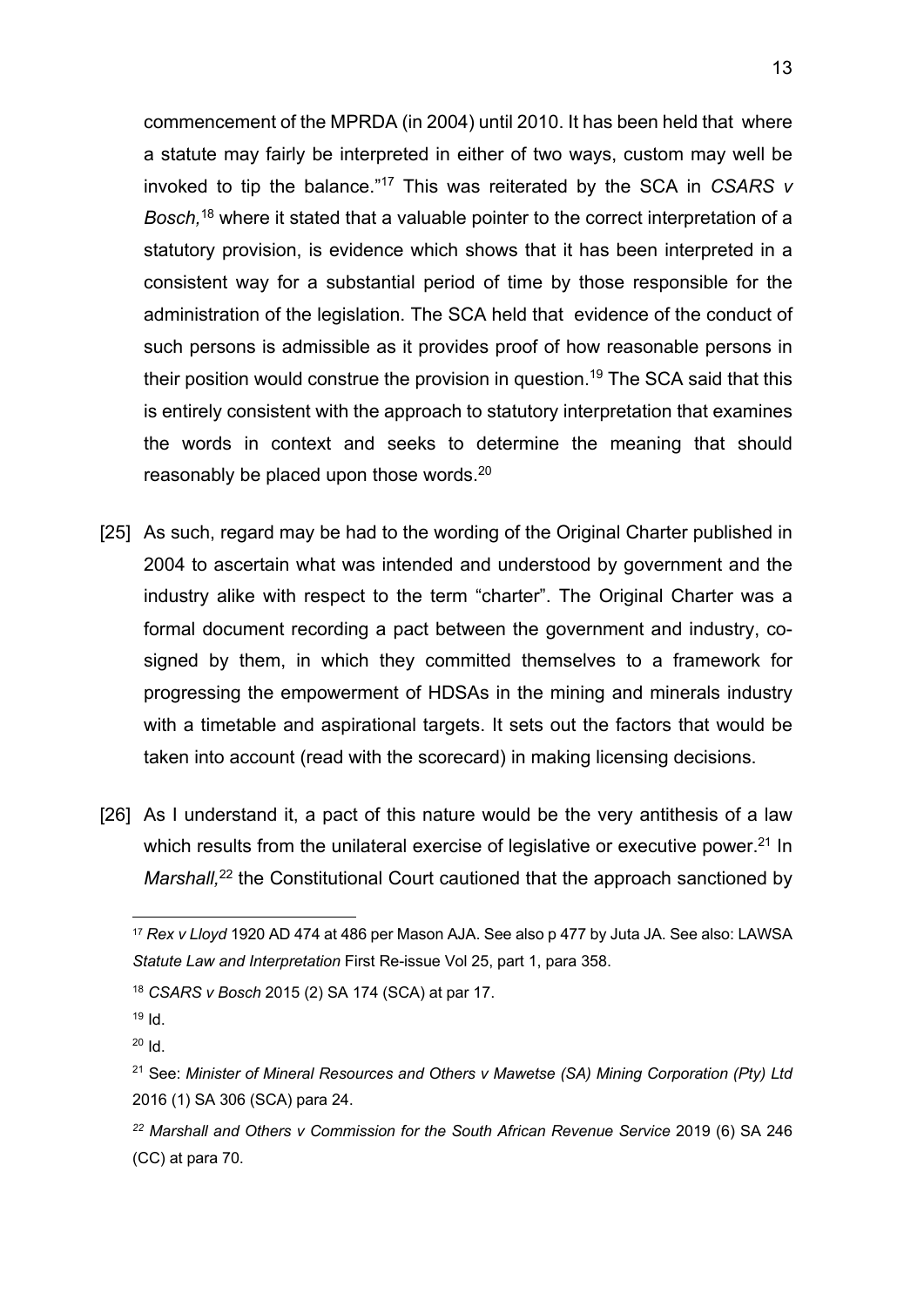commencement of the MPRDA (in 2004) until 2010. It has been held that where a statute may fairly be interpreted in either of two ways, custom may well be invoked to tip the balance."[17] This was reiterated by the SCA in *CSARS v Bosch,*[18] where it stated that a valuable pointer to the correct interpretation of a statutory provision, is evidence which shows that it has been interpreted in a consistent way for a substantial period of time by those responsible for the administration of the legislation. The SCA held that evidence of the conduct of such persons is admissible as it provides proof of how reasonable persons in their position would construe the provision in question.[19] The SCA said that this is entirely consistent with the approach to statutory interpretation that examines the words in context and seeks to determine the meaning that should reasonably be placed upon those words.[20]

[25] As such, regard may be had to the wording of the Original Charter published in 2004 to ascertain what was intended and understood by government and the industry alike with respect to the term "charter". The Original Charter was a formal document recording a pact between the government and industry, co-signed by them, in which they committed themselves to a framework for progressing the empowerment of HDSAs in the mining and minerals industry with a timetable and aspirational targets. It sets out the factors that would be taken into account (read with the scorecard) in making licensing decisions.

[26] As I understand it, a pact of this nature would be the very antithesis of a law which results from the unilateral exercise of legislative or executive power.[21] In *Marshall,*[22] the Constitutional Court cautioned that the approach sanctioned by

---

[17] *Rex v Lloyd* 1920 AD 474 at 486 per Mason AJA. See also p 477 by Juta JA. See also: LAWSA *Statute Law and Interpretation* First Re-issue Vol 25, part 1, para 358.

[18] *CSARS v Bosch* 2015 (2) SA 174 (SCA) at par 17.

[19] Id.

[20] Id.

[21] See: *Minister of Mineral Resources and Others v Mawetse (SA) Mining Corporation (Pty) Ltd* 2016 (1) SA 306 (SCA) para 24.

[22] *Marshall and Others v Commission for the South African Revenue Service* 2019 (6) SA 246 (CC) at para 70.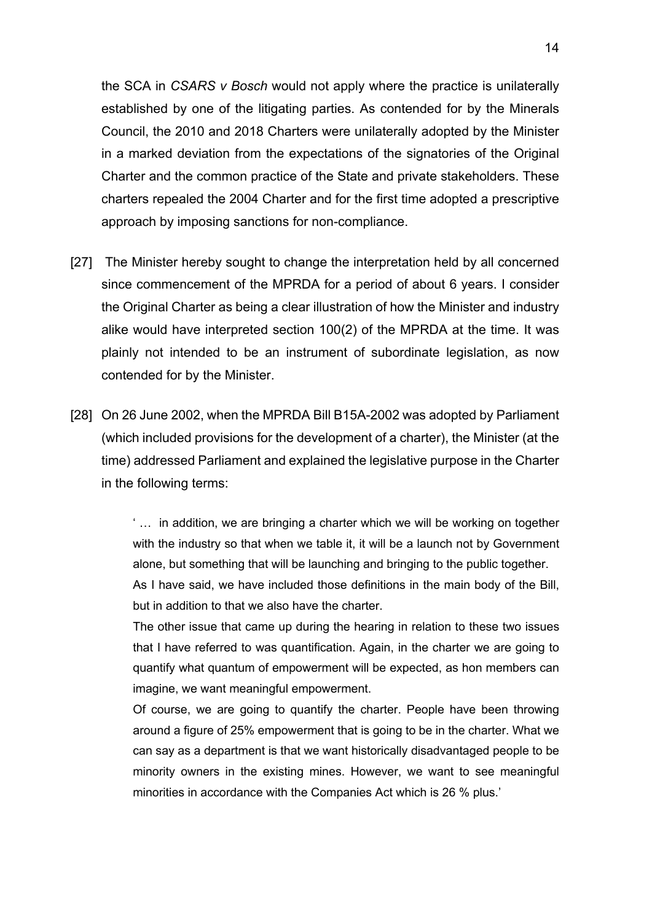the SCA in *CSARS v Bosch* would not apply where the practice is unilaterally established by one of the litigating parties. As contended for by the Minerals Council, the 2010 and 2018 Charters were unilaterally adopted by the Minister in a marked deviation from the expectations of the signatories of the Original Charter and the common practice of the State and private stakeholders. These charters repealed the 2004 Charter and for the first time adopted a prescriptive approach by imposing sanctions for non-compliance.

[27] The Minister hereby sought to change the interpretation held by all concerned since commencement of the MPRDA for a period of about 6 years. I consider the Original Charter as being a clear illustration of how the Minister and industry alike would have interpreted section 100(2) of the MPRDA at the time. It was plainly not intended to be an instrument of subordinate legislation, as now contended for by the Minister.

[28] On 26 June 2002, when the MPRDA Bill B15A-2002 was adopted by Parliament (which included provisions for the development of a charter), the Minister (at the time) addressed Parliament and explained the legislative purpose in the Charter in the following terms:

> ' … in addition, we are bringing a charter which we will be working on together with the industry so that when we table it, it will be a launch not by Government alone, but something that will be launching and bringing to the public together.
>
> As I have said, we have included those definitions in the main body of the Bill, but in addition to that we also have the charter.
>
> The other issue that came up during the hearing in relation to these two issues that I have referred to was quantification. Again, in the charter we are going to quantify what quantum of empowerment will be expected, as hon members can imagine, we want meaningful empowerment.
>
> Of course, we are going to quantify the charter. People have been throwing around a figure of 25% empowerment that is going to be in the charter. What we can say as a department is that we want historically disadvantaged people to be minority owners in the existing mines. However, we want to see meaningful minorities in accordance with the Companies Act which is 26 % plus.'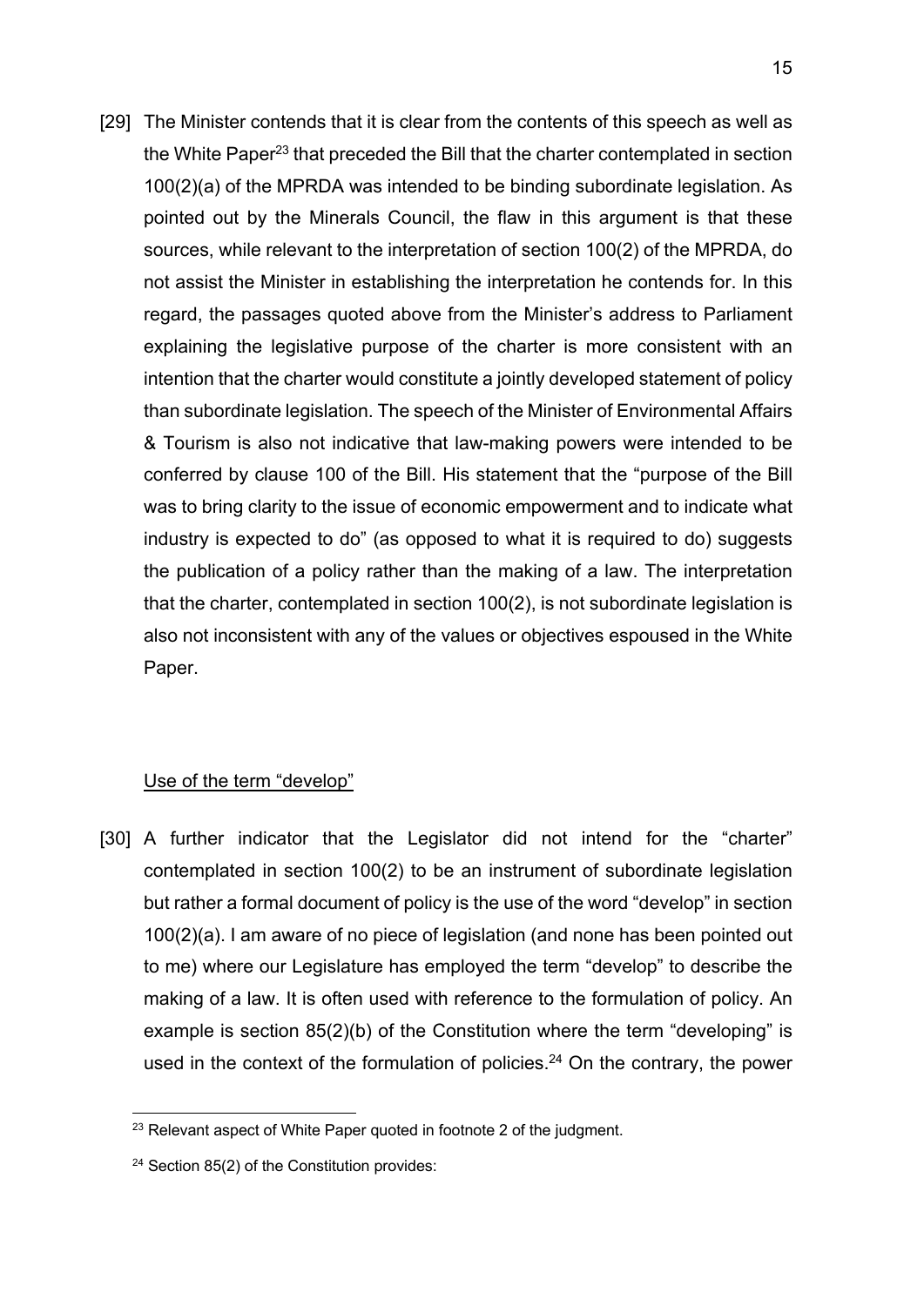[29] The Minister contends that it is clear from the contents of this speech as well as the White Paper[23] that preceded the Bill that the charter contemplated in section 100(2)(a) of the MPRDA was intended to be binding subordinate legislation. As pointed out by the Minerals Council, the flaw in this argument is that these sources, while relevant to the interpretation of section 100(2) of the MPRDA, do not assist the Minister in establishing the interpretation he contends for. In this regard, the passages quoted above from the Minister's address to Parliament explaining the legislative purpose of the charter is more consistent with an intention that the charter would constitute a jointly developed statement of policy than subordinate legislation. The speech of the Minister of Environmental Affairs & Tourism is also not indicative that law-making powers were intended to be conferred by clause 100 of the Bill. His statement that the "purpose of the Bill was to bring clarity to the issue of economic empowerment and to indicate what industry is expected to do" (as opposed to what it is required to do) suggests the publication of a policy rather than the making of a law. The interpretation that the charter, contemplated in section 100(2), is not subordinate legislation is also not inconsistent with any of the values or objectives espoused in the White Paper.

<u>Use of the term "develop"</u>

[30] A further indicator that the Legislator did not intend for the "charter" contemplated in section 100(2) to be an instrument of subordinate legislation but rather a formal document of policy is the use of the word "develop" in section 100(2)(a). I am aware of no piece of legislation (and none has been pointed out to me) where our Legislature has employed the term "develop" to describe the making of a law. It is often used with reference to the formulation of policy. An example is section 85(2)(b) of the Constitution where the term "developing" is used in the context of the formulation of policies.[24] On the contrary, the power

[23] Relevant aspect of White Paper quoted in footnote 2 of the judgment.

[24] Section 85(2) of the Constitution provides: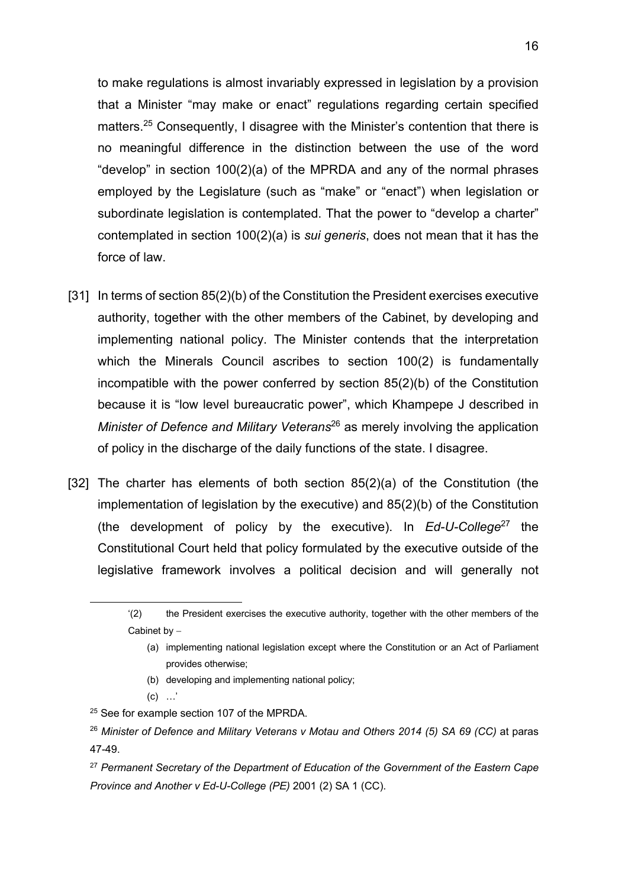to make regulations is almost invariably expressed in legislation by a provision that a Minister "may make or enact" regulations regarding certain specified matters.[25] Consequently, I disagree with the Minister's contention that there is no meaningful difference in the distinction between the use of the word "develop" in section 100(2)(a) of the MPRDA and any of the normal phrases employed by the Legislature (such as "make" or "enact") when legislation or subordinate legislation is contemplated. That the power to "develop a charter" contemplated in section 100(2)(a) is *sui generis*, does not mean that it has the force of law.

[31] In terms of section 85(2)(b) of the Constitution the President exercises executive authority, together with the other members of the Cabinet, by developing and implementing national policy. The Minister contends that the interpretation which the Minerals Council ascribes to section 100(2) is fundamentally incompatible with the power conferred by section 85(2)(b) of the Constitution because it is "low level bureaucratic power", which Khampepe J described in *Minister of Defence and Military Veterans*[26] as merely involving the application of policy in the discharge of the daily functions of the state. I disagree.

[32] The charter has elements of both section 85(2)(a) of the Constitution (the implementation of legislation by the executive) and 85(2)(b) of the Constitution (the development of policy by the executive). In *Ed-U-College*[27] the Constitutional Court held that policy formulated by the executive outside of the legislative framework involves a political decision and will generally not

---

'(2) the President exercises the executive authority, together with the other members of the Cabinet by –

(a) implementing national legislation except where the Constitution or an Act of Parliament provides otherwise;

(b) developing and implementing national policy;

(c) …'

[25] See for example section 107 of the MPRDA.

[26] *Minister of Defence and Military Veterans v Motau and Others 2014 (5) SA 69 (CC)* at paras 47-49.

[27] *Permanent Secretary of the Department of Education of the Government of the Eastern Cape Province and Another v Ed-U-College (PE)* 2001 (2) SA 1 (CC).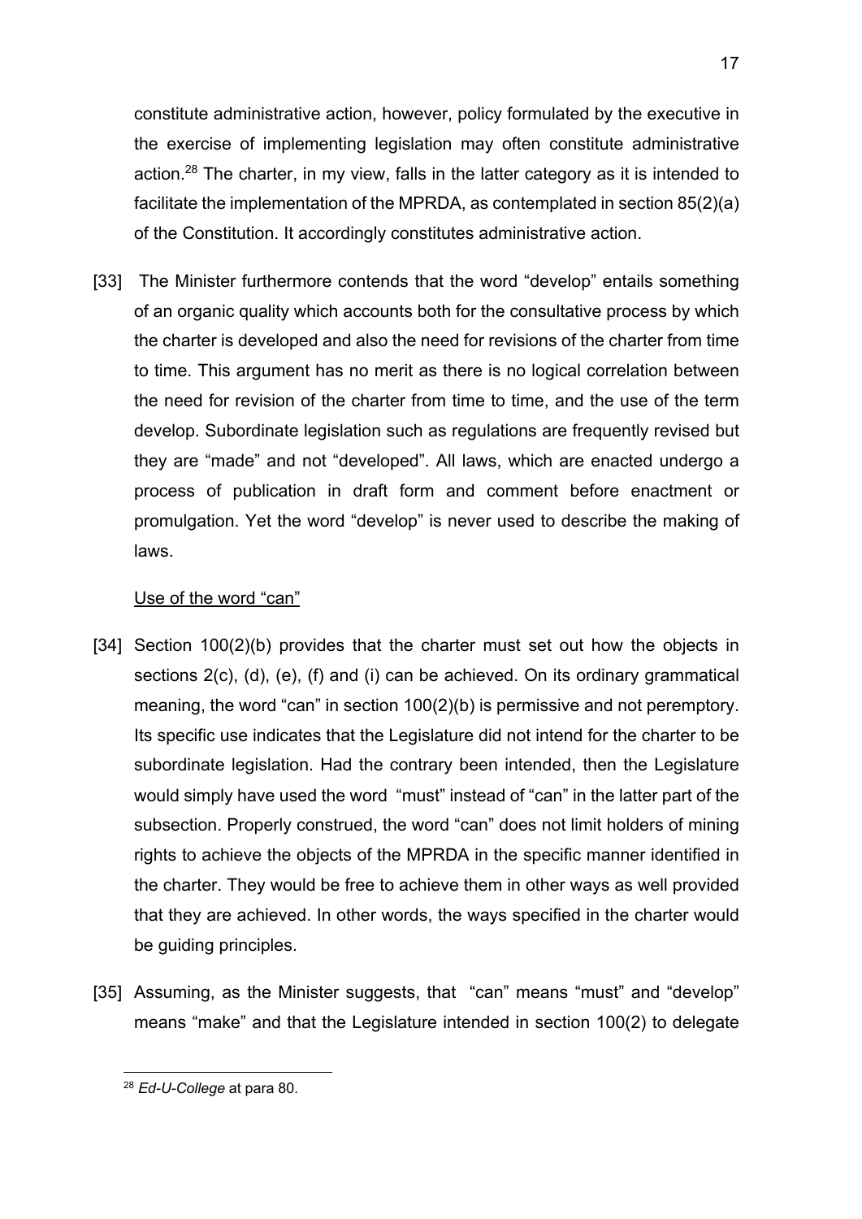constitute administrative action, however, policy formulated by the executive in the exercise of implementing legislation may often constitute administrative action.[28] The charter, in my view, falls in the latter category as it is intended to facilitate the implementation of the MPRDA, as contemplated in section 85(2)(a) of the Constitution. It accordingly constitutes administrative action.

[33] The Minister furthermore contends that the word "develop" entails something of an organic quality which accounts both for the consultative process by which the charter is developed and also the need for revisions of the charter from time to time. This argument has no merit as there is no logical correlation between the need for revision of the charter from time to time, and the use of the term develop. Subordinate legislation such as regulations are frequently revised but they are "made" and not "developed". All laws, which are enacted undergo a process of publication in draft form and comment before enactment or promulgation. Yet the word "develop" is never used to describe the making of laws.

<u>Use of the word "can"</u>

[34] Section 100(2)(b) provides that the charter must set out how the objects in sections 2(c), (d), (e), (f) and (i) can be achieved. On its ordinary grammatical meaning, the word "can" in section 100(2)(b) is permissive and not peremptory. Its specific use indicates that the Legislature did not intend for the charter to be subordinate legislation. Had the contrary been intended, then the Legislature would simply have used the word "must" instead of "can" in the latter part of the subsection. Properly construed, the word "can" does not limit holders of mining rights to achieve the objects of the MPRDA in the specific manner identified in the charter. They would be free to achieve them in other ways as well provided that they are achieved. In other words, the ways specified in the charter would be guiding principles.

[35] Assuming, as the Minister suggests, that "can" means "must" and "develop" means "make" and that the Legislature intended in section 100(2) to delegate

[28] *Ed-U-College* at para 80.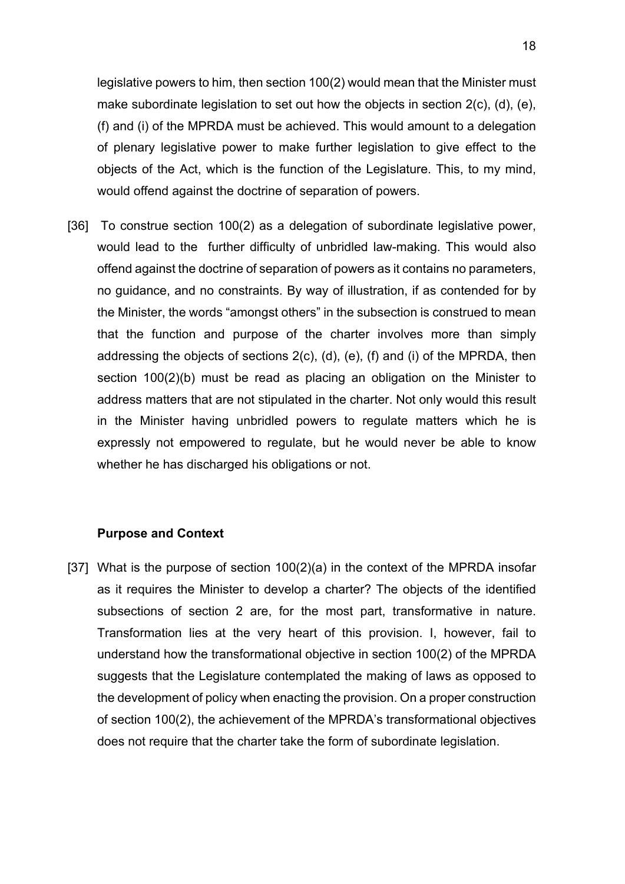legislative powers to him, then section 100(2) would mean that the Minister must make subordinate legislation to set out how the objects in section 2(c), (d), (e), (f) and (i) of the MPRDA must be achieved. This would amount to a delegation of plenary legislative power to make further legislation to give effect to the objects of the Act, which is the function of the Legislature. This, to my mind, would offend against the doctrine of separation of powers.

[36] To construe section 100(2) as a delegation of subordinate legislative power, would lead to the further difficulty of unbridled law-making. This would also offend against the doctrine of separation of powers as it contains no parameters, no guidance, and no constraints. By way of illustration, if as contended for by the Minister, the words "amongst others" in the subsection is construed to mean that the function and purpose of the charter involves more than simply addressing the objects of sections 2(c), (d), (e), (f) and (i) of the MPRDA, then section 100(2)(b) must be read as placing an obligation on the Minister to address matters that are not stipulated in the charter. Not only would this result in the Minister having unbridled powers to regulate matters which he is expressly not empowered to regulate, but he would never be able to know whether he has discharged his obligations or not.

**Purpose and Context**

[37] What is the purpose of section 100(2)(a) in the context of the MPRDA insofar as it requires the Minister to develop a charter? The objects of the identified subsections of section 2 are, for the most part, transformative in nature. Transformation lies at the very heart of this provision. I, however, fail to understand how the transformational objective in section 100(2) of the MPRDA suggests that the Legislature contemplated the making of laws as opposed to the development of policy when enacting the provision. On a proper construction of section 100(2), the achievement of the MPRDA's transformational objectives does not require that the charter take the form of subordinate legislation.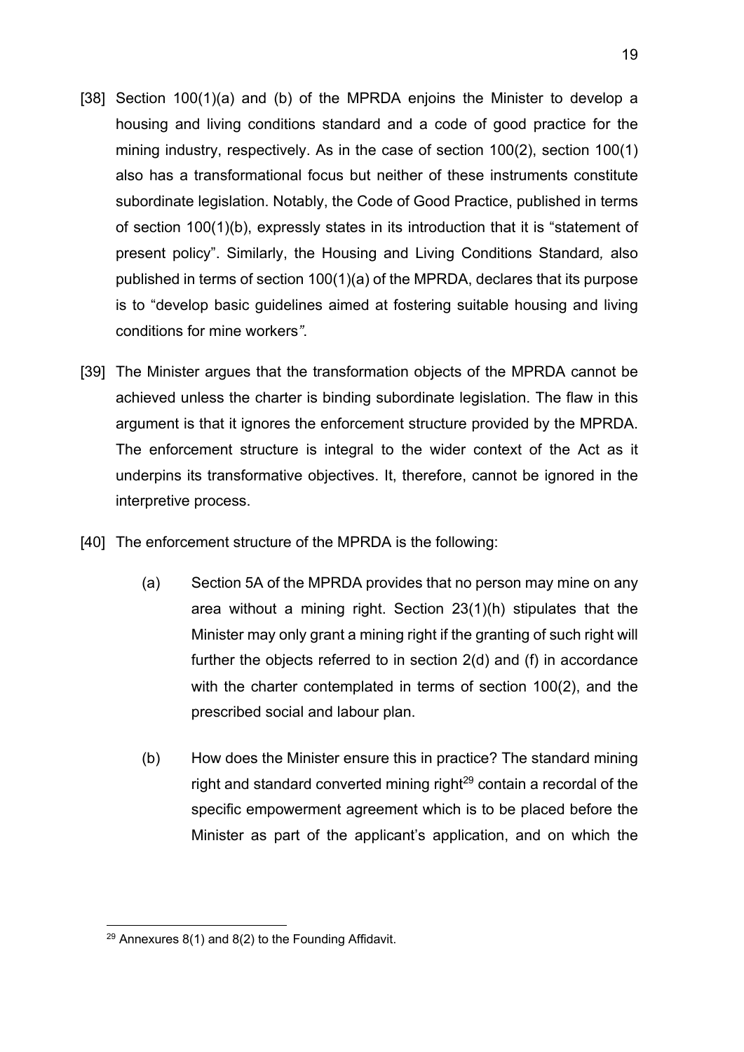[38] Section 100(1)(a) and (b) of the MPRDA enjoins the Minister to develop a housing and living conditions standard and a code of good practice for the mining industry, respectively. As in the case of section 100(2), section 100(1) also has a transformational focus but neither of these instruments constitute subordinate legislation. Notably, the Code of Good Practice, published in terms of section 100(1)(b), expressly states in its introduction that it is "statement of present policy". Similarly, the Housing and Living Conditions Standard*,* also published in terms of section 100(1)(a) of the MPRDA, declares that its purpose is to "develop basic guidelines aimed at fostering suitable housing and living conditions for mine workers*"*.

[39] The Minister argues that the transformation objects of the MPRDA cannot be achieved unless the charter is binding subordinate legislation. The flaw in this argument is that it ignores the enforcement structure provided by the MPRDA. The enforcement structure is integral to the wider context of the Act as it underpins its transformative objectives. It, therefore, cannot be ignored in the interpretive process.

[40] The enforcement structure of the MPRDA is the following:

(a) Section 5A of the MPRDA provides that no person may mine on any area without a mining right. Section 23(1)(h) stipulates that the Minister may only grant a mining right if the granting of such right will further the objects referred to in section 2(d) and (f) in accordance with the charter contemplated in terms of section 100(2), and the prescribed social and labour plan.

(b) How does the Minister ensure this in practice? The standard mining right and standard converted mining right[29] contain a recordal of the specific empowerment agreement which is to be placed before the Minister as part of the applicant's application, and on which the

[29] Annexures 8(1) and 8(2) to the Founding Affidavit.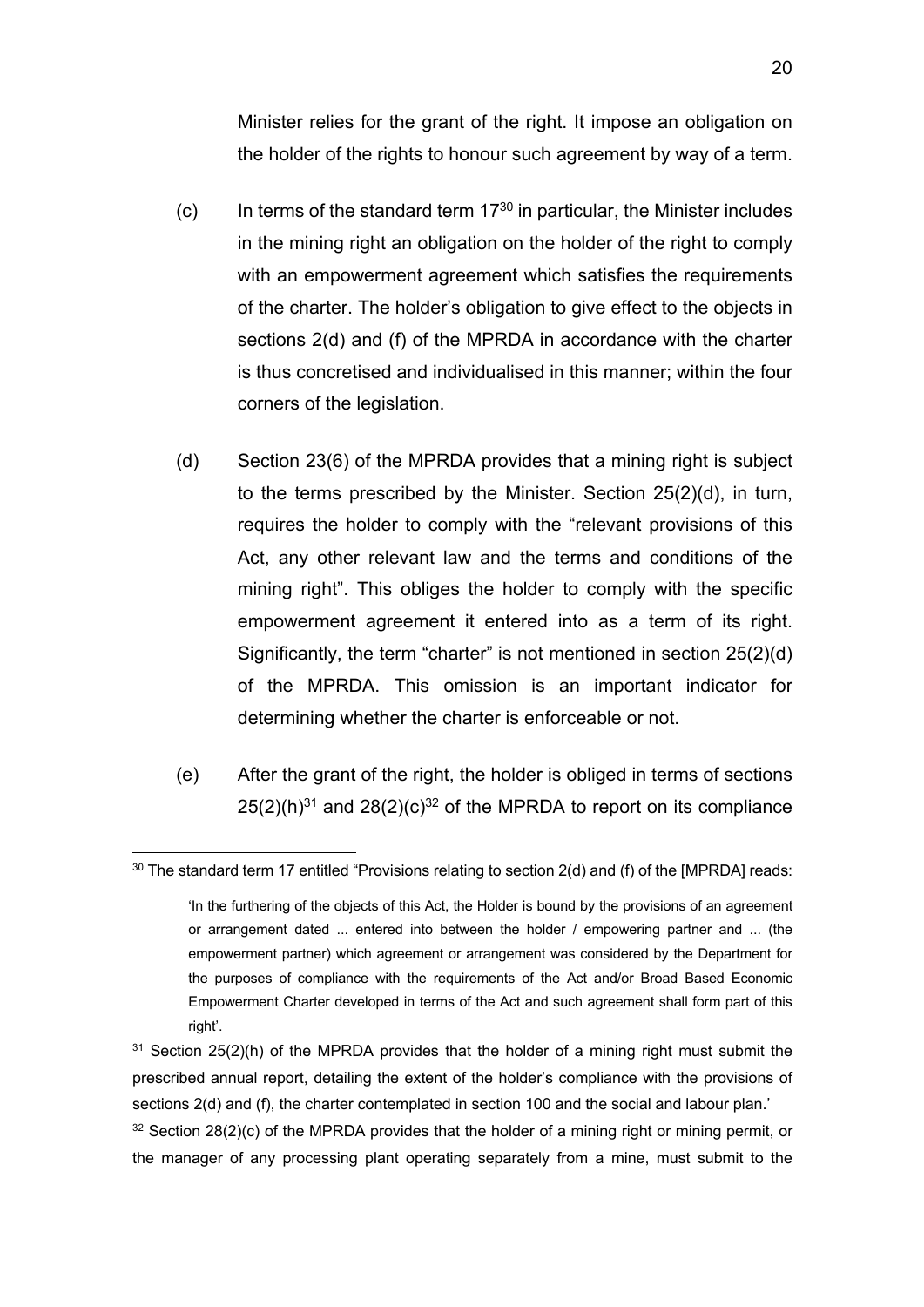Minister relies for the grant of the right. It impose an obligation on the holder of the rights to honour such agreement by way of a term.

(c) In terms of the standard term 17[30] in particular, the Minister includes in the mining right an obligation on the holder of the right to comply with an empowerment agreement which satisfies the requirements of the charter. The holder's obligation to give effect to the objects in sections 2(d) and (f) of the MPRDA in accordance with the charter is thus concretised and individualised in this manner; within the four corners of the legislation.

(d) Section 23(6) of the MPRDA provides that a mining right is subject to the terms prescribed by the Minister. Section 25(2)(d), in turn, requires the holder to comply with the "relevant provisions of this Act, any other relevant law and the terms and conditions of the mining right". This obliges the holder to comply with the specific empowerment agreement it entered into as a term of its right. Significantly, the term "charter" is not mentioned in section 25(2)(d) of the MPRDA. This omission is an important indicator for determining whether the charter is enforceable or not.

(e) After the grant of the right, the holder is obliged in terms of sections 25(2)(h)[31] and 28(2)(c)[32] of the MPRDA to report on its compliance

---

[30] The standard term 17 entitled "Provisions relating to section 2(d) and (f) of the [MPRDA] reads:

> 'In the furthering of the objects of this Act, the Holder is bound by the provisions of an agreement or arrangement dated ... entered into between the holder / empowering partner and ... (the empowerment partner) which agreement or arrangement was considered by the Department for the purposes of compliance with the requirements of the Act and/or Broad Based Economic Empowerment Charter developed in terms of the Act and such agreement shall form part of this right'.

[31] Section 25(2)(h) of the MPRDA provides that the holder of a mining right must submit the prescribed annual report, detailing the extent of the holder's compliance with the provisions of sections 2(d) and (f), the charter contemplated in section 100 and the social and labour plan.'

[32] Section 28(2)(c) of the MPRDA provides that the holder of a mining right or mining permit, or the manager of any processing plant operating separately from a mine, must submit to the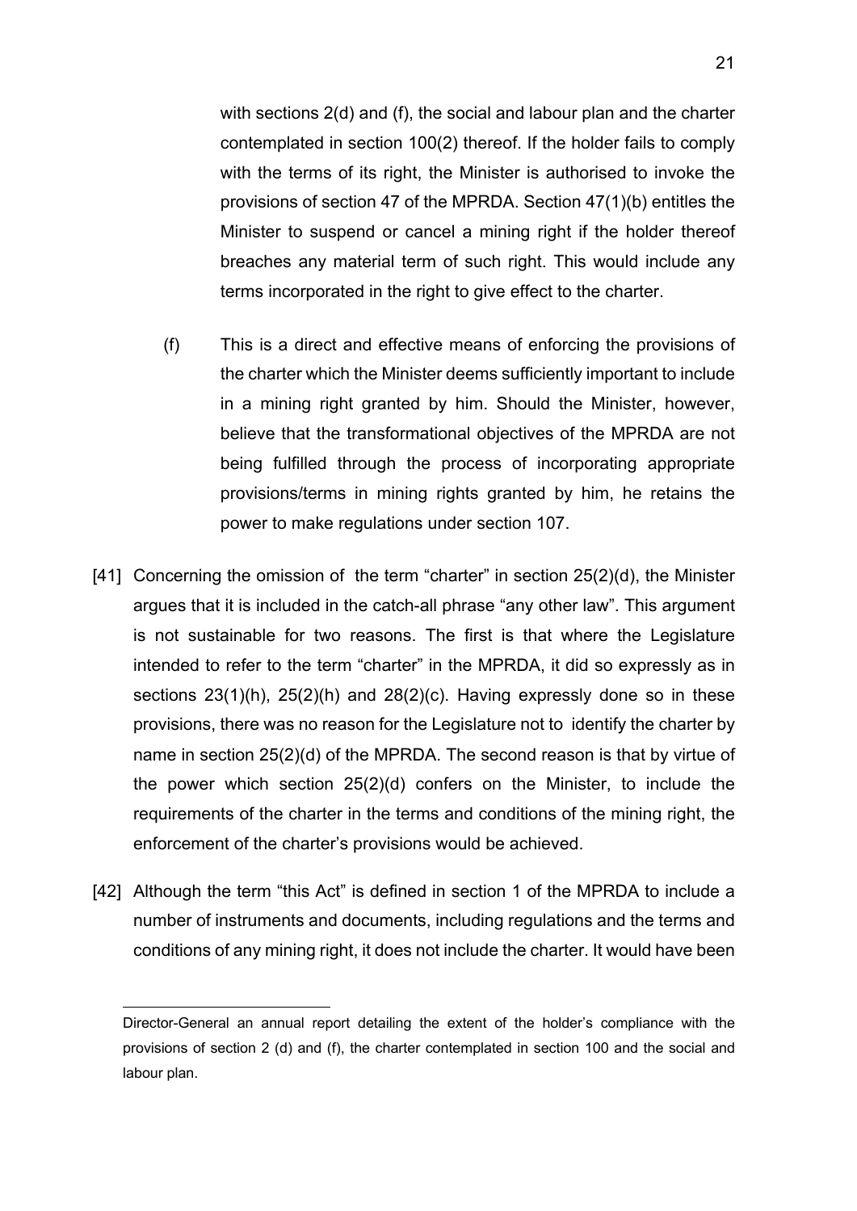with sections 2(d) and (f), the social and labour plan and the charter contemplated in section 100(2) thereof. If the holder fails to comply with the terms of its right, the Minister is authorised to invoke the provisions of section 47 of the MPRDA. Section 47(1)(b) entitles the Minister to suspend or cancel a mining right if the holder thereof breaches any material term of such right. This would include any terms incorporated in the right to give effect to the charter.

(f) This is a direct and effective means of enforcing the provisions of the charter which the Minister deems sufficiently important to include in a mining right granted by him. Should the Minister, however, believe that the transformational objectives of the MPRDA are not being fulfilled through the process of incorporating appropriate provisions/terms in mining rights granted by him, he retains the power to make regulations under section 107.

[41] Concerning the omission of the term "charter" in section 25(2)(d), the Minister argues that it is included in the catch-all phrase "any other law". This argument is not sustainable for two reasons. The first is that where the Legislature intended to refer to the term "charter" in the MPRDA, it did so expressly as in sections 23(1)(h), 25(2)(h) and 28(2)(c). Having expressly done so in these provisions, there was no reason for the Legislature not to identify the charter by name in section 25(2)(d) of the MPRDA. The second reason is that by virtue of the power which section 25(2)(d) confers on the Minister, to include the requirements of the charter in the terms and conditions of the mining right, the enforcement of the charter's provisions would be achieved.

[42] Although the term "this Act" is defined in section 1 of the MPRDA to include a number of instruments and documents, including regulations and the terms and conditions of any mining right, it does not include the charter. It would have been

---

Director-General an annual report detailing the extent of the holder's compliance with the provisions of section 2 (d) and (f), the charter contemplated in section 100 and the social and labour plan.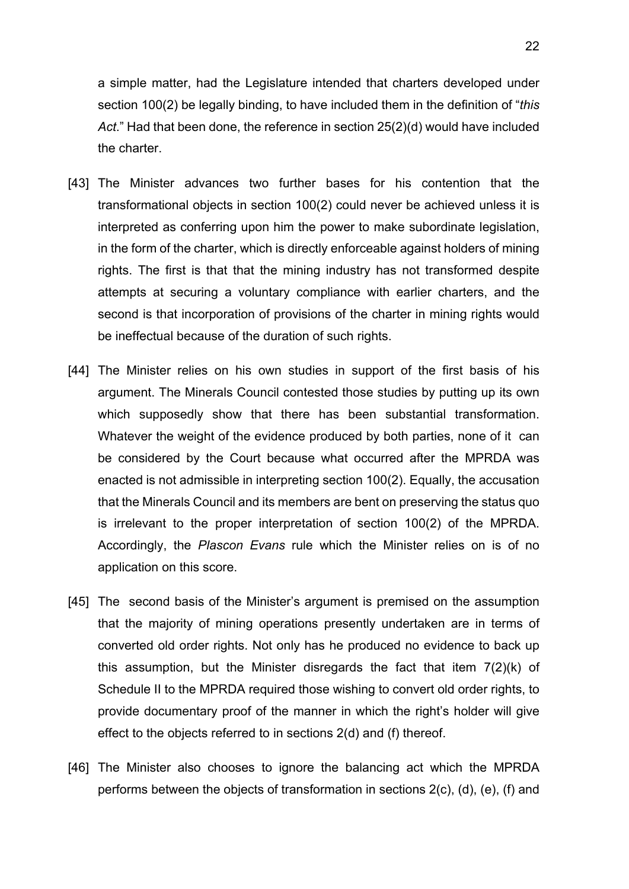a simple matter, had the Legislature intended that charters developed under section 100(2) be legally binding, to have included them in the definition of "*this Act*." Had that been done, the reference in section 25(2)(d) would have included the charter.

[43] The Minister advances two further bases for his contention that the transformational objects in section 100(2) could never be achieved unless it is interpreted as conferring upon him the power to make subordinate legislation, in the form of the charter, which is directly enforceable against holders of mining rights. The first is that that the mining industry has not transformed despite attempts at securing a voluntary compliance with earlier charters, and the second is that incorporation of provisions of the charter in mining rights would be ineffectual because of the duration of such rights.

[44] The Minister relies on his own studies in support of the first basis of his argument. The Minerals Council contested those studies by putting up its own which supposedly show that there has been substantial transformation. Whatever the weight of the evidence produced by both parties, none of it can be considered by the Court because what occurred after the MPRDA was enacted is not admissible in interpreting section 100(2). Equally, the accusation that the Minerals Council and its members are bent on preserving the status quo is irrelevant to the proper interpretation of section 100(2) of the MPRDA. Accordingly, the *Plascon Evans* rule which the Minister relies on is of no application on this score.

[45] The second basis of the Minister's argument is premised on the assumption that the majority of mining operations presently undertaken are in terms of converted old order rights. Not only has he produced no evidence to back up this assumption, but the Minister disregards the fact that item 7(2)(k) of Schedule II to the MPRDA required those wishing to convert old order rights, to provide documentary proof of the manner in which the right's holder will give effect to the objects referred to in sections 2(d) and (f) thereof.

[46] The Minister also chooses to ignore the balancing act which the MPRDA performs between the objects of transformation in sections 2(c), (d), (e), (f) and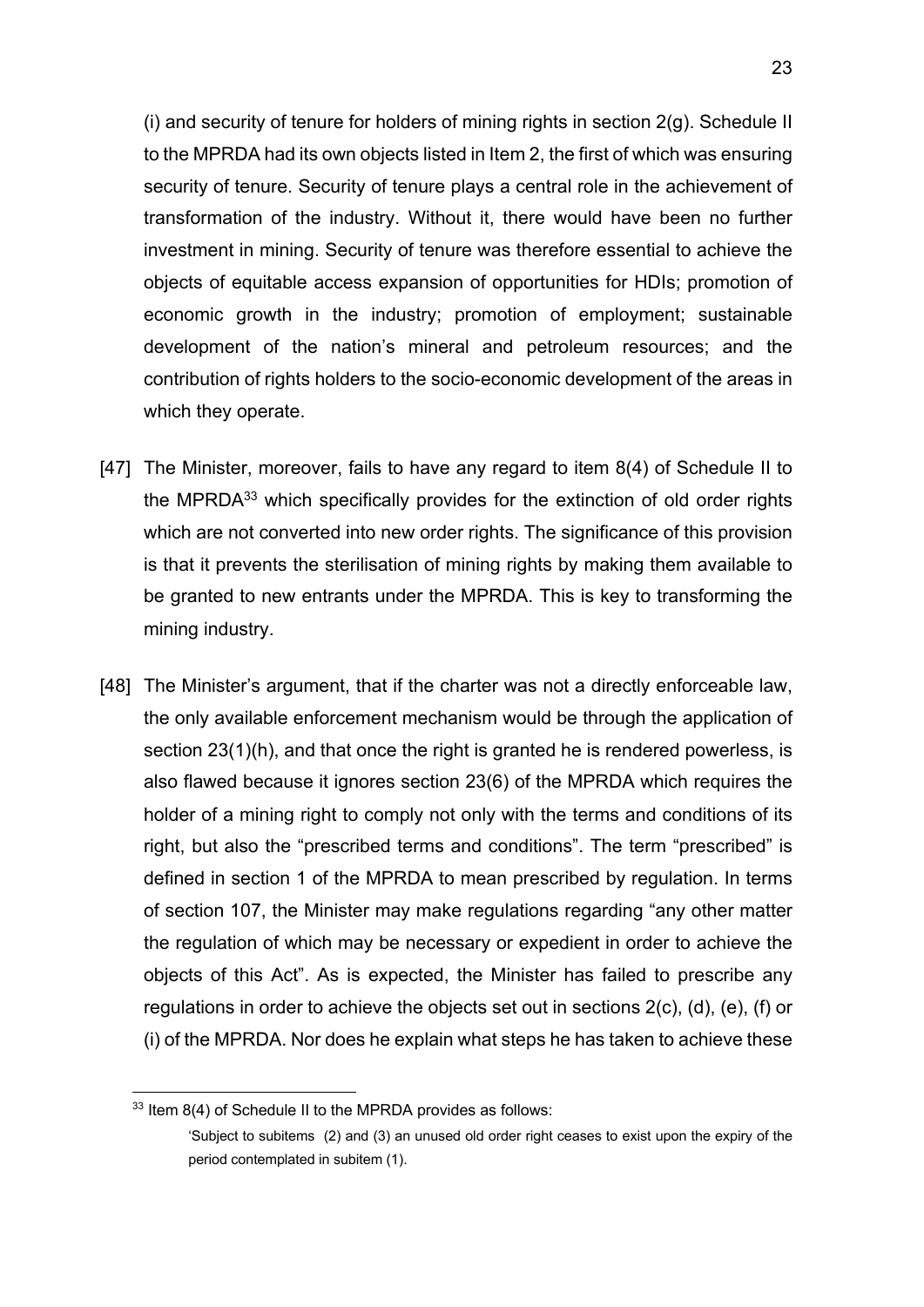(i) and security of tenure for holders of mining rights in section 2(g). Schedule II to the MPRDA had its own objects listed in Item 2, the first of which was ensuring security of tenure. Security of tenure plays a central role in the achievement of transformation of the industry. Without it, there would have been no further investment in mining. Security of tenure was therefore essential to achieve the objects of equitable access expansion of opportunities for HDIs; promotion of economic growth in the industry; promotion of employment; sustainable development of the nation's mineral and petroleum resources; and the contribution of rights holders to the socio-economic development of the areas in which they operate.

[47] The Minister, moreover, fails to have any regard to item 8(4) of Schedule II to the MPRDA[33] which specifically provides for the extinction of old order rights which are not converted into new order rights. The significance of this provision is that it prevents the sterilisation of mining rights by making them available to be granted to new entrants under the MPRDA. This is key to transforming the mining industry.

[48] The Minister's argument, that if the charter was not a directly enforceable law, the only available enforcement mechanism would be through the application of section 23(1)(h), and that once the right is granted he is rendered powerless, is also flawed because it ignores section 23(6) of the MPRDA which requires the holder of a mining right to comply not only with the terms and conditions of its right, but also the "prescribed terms and conditions". The term "prescribed" is defined in section 1 of the MPRDA to mean prescribed by regulation. In terms of section 107, the Minister may make regulations regarding "any other matter the regulation of which may be necessary or expedient in order to achieve the objects of this Act". As is expected, the Minister has failed to prescribe any regulations in order to achieve the objects set out in sections 2(c), (d), (e), (f) or (i) of the MPRDA. Nor does he explain what steps he has taken to achieve these

---

[33] Item 8(4) of Schedule II to the MPRDA provides as follows:

> 'Subject to subitems (2) and (3) an unused old order right ceases to exist upon the expiry of the period contemplated in subitem (1).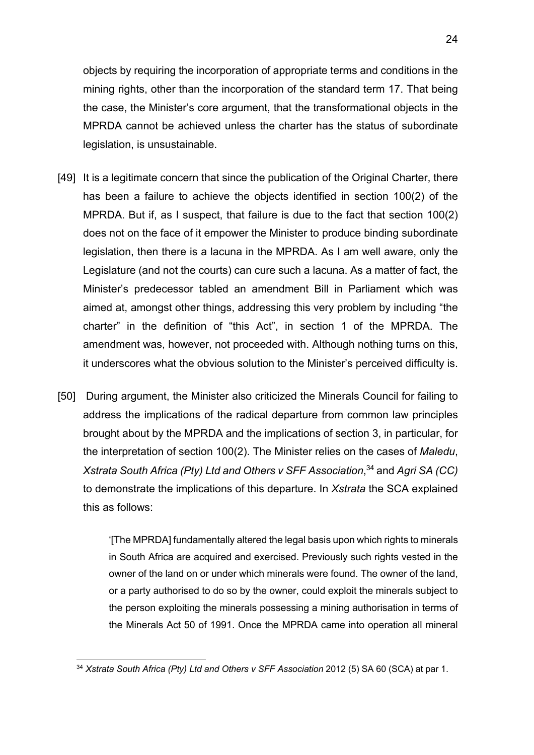objects by requiring the incorporation of appropriate terms and conditions in the mining rights, other than the incorporation of the standard term 17. That being the case, the Minister's core argument, that the transformational objects in the MPRDA cannot be achieved unless the charter has the status of subordinate legislation, is unsustainable.

[49] It is a legitimate concern that since the publication of the Original Charter, there has been a failure to achieve the objects identified in section 100(2) of the MPRDA. But if, as I suspect, that failure is due to the fact that section 100(2) does not on the face of it empower the Minister to produce binding subordinate legislation, then there is a lacuna in the MPRDA. As I am well aware, only the Legislature (and not the courts) can cure such a lacuna. As a matter of fact, the Minister's predecessor tabled an amendment Bill in Parliament which was aimed at, amongst other things, addressing this very problem by including "the charter" in the definition of "this Act", in section 1 of the MPRDA. The amendment was, however, not proceeded with. Although nothing turns on this, it underscores what the obvious solution to the Minister's perceived difficulty is.

[50] During argument, the Minister also criticized the Minerals Council for failing to address the implications of the radical departure from common law principles brought about by the MPRDA and the implications of section 3, in particular, for the interpretation of section 100(2). The Minister relies on the cases of *Maledu*, *Xstrata South Africa (Pty) Ltd and Others v SFF Association*,[34] and *Agri SA (CC)* to demonstrate the implications of this departure. In *Xstrata* the SCA explained this as follows:

> '[The MPRDA] fundamentally altered the legal basis upon which rights to minerals in South Africa are acquired and exercised. Previously such rights vested in the owner of the land on or under which minerals were found. The owner of the land, or a party authorised to do so by the owner, could exploit the minerals subject to the person exploiting the minerals possessing a mining authorisation in terms of the Minerals Act 50 of 1991. Once the MPRDA came into operation all mineral

---

[34] *Xstrata South Africa (Pty) Ltd and Others v SFF Association* 2012 (5) SA 60 (SCA) at par 1.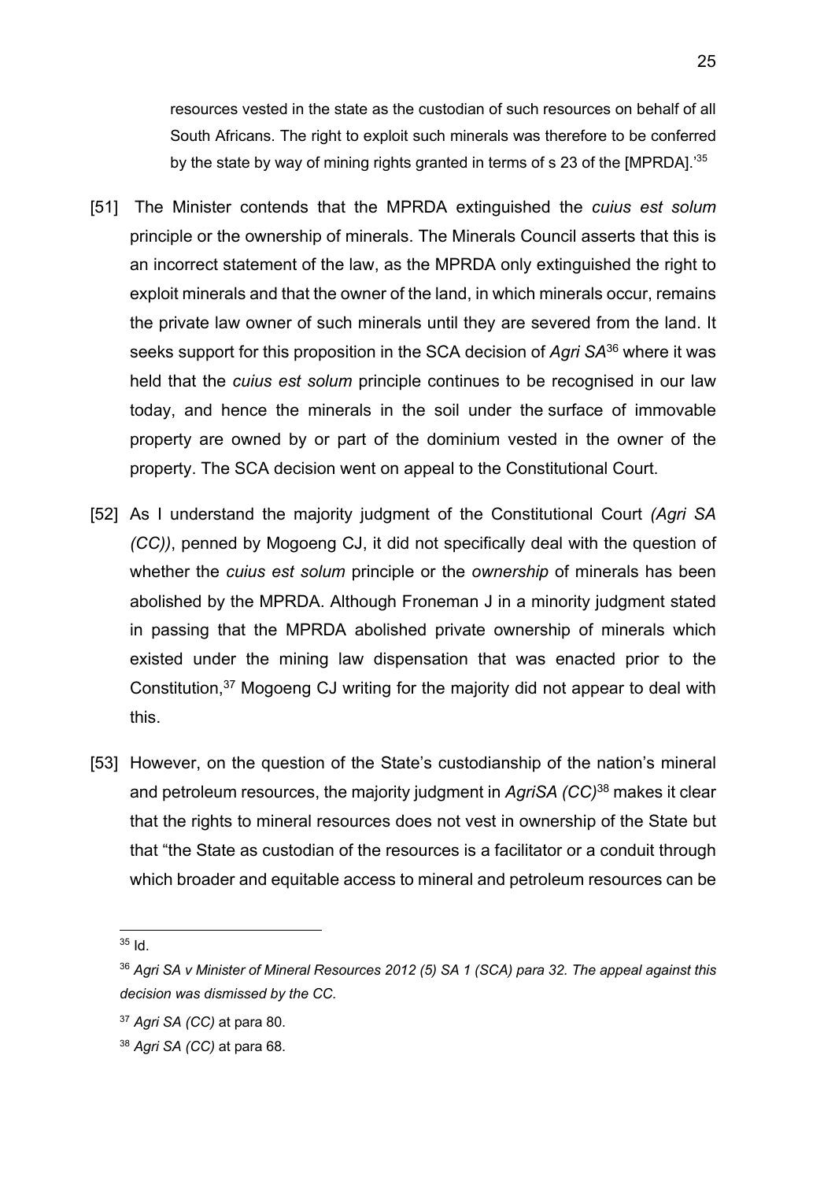> resources vested in the state as the custodian of such resources on behalf of all South Africans. The right to exploit such minerals was therefore to be conferred by the state by way of mining rights granted in terms of s 23 of the [MPRDA].'[35]

[51] The Minister contends that the MPRDA extinguished the *cuius est solum* principle or the ownership of minerals. The Minerals Council asserts that this is an incorrect statement of the law, as the MPRDA only extinguished the right to exploit minerals and that the owner of the land, in which minerals occur, remains the private law owner of such minerals until they are severed from the land. It seeks support for this proposition in the SCA decision of *Agri SA*[36] where it was held that the *cuius est solum* principle continues to be recognised in our law today, and hence the minerals in the soil under the surface of immovable property are owned by or part of the dominium vested in the owner of the property. The SCA decision went on appeal to the Constitutional Court.

[52] As I understand the majority judgment of the Constitutional Court *(Agri SA (CC))*, penned by Mogoeng CJ, it did not specifically deal with the question of whether the *cuius est solum* principle or the *ownership* of minerals has been abolished by the MPRDA. Although Froneman J in a minority judgment stated in passing that the MPRDA abolished private ownership of minerals which existed under the mining law dispensation that was enacted prior to the Constitution,[37] Mogoeng CJ writing for the majority did not appear to deal with this.

[53] However, on the question of the State's custodianship of the nation's mineral and petroleum resources, the majority judgment in *AgriSA (CC)*[38] makes it clear that the rights to mineral resources does not vest in ownership of the State but that "the State as custodian of the resources is a facilitator or a conduit through which broader and equitable access to mineral and petroleum resources can be

---

[35] Id.

[36] *Agri SA v Minister of Mineral Resources 2012 (5) SA 1 (SCA) para 32. The appeal against this decision was dismissed by the CC.*

[37] *Agri SA (CC)* at para 80.

[38] *Agri SA (CC)* at para 68.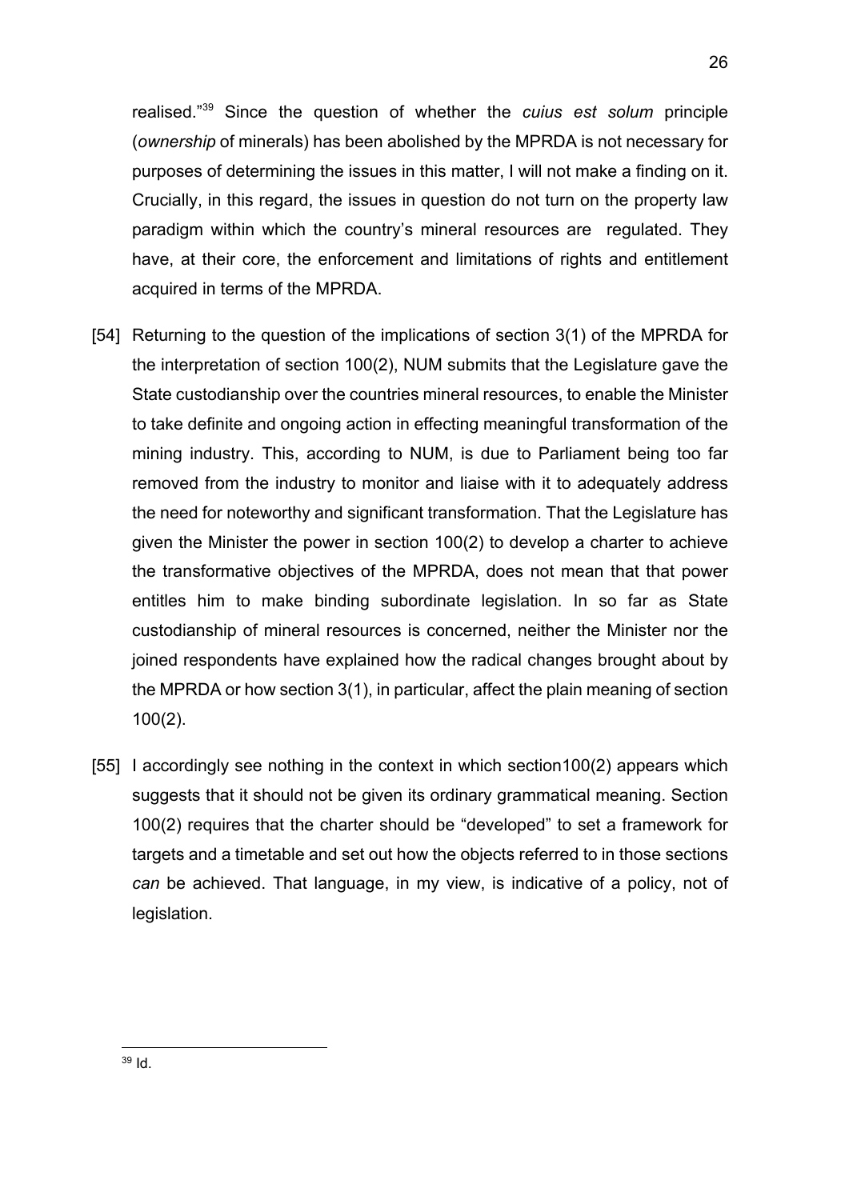realised."[39] Since the question of whether the *cuius est solum* principle (*ownership* of minerals) has been abolished by the MPRDA is not necessary for purposes of determining the issues in this matter, I will not make a finding on it. Crucially, in this regard, the issues in question do not turn on the property law paradigm within which the country's mineral resources are regulated. They have, at their core, the enforcement and limitations of rights and entitlement acquired in terms of the MPRDA.

[54] Returning to the question of the implications of section 3(1) of the MPRDA for the interpretation of section 100(2), NUM submits that the Legislature gave the State custodianship over the countries mineral resources, to enable the Minister to take definite and ongoing action in effecting meaningful transformation of the mining industry. This, according to NUM, is due to Parliament being too far removed from the industry to monitor and liaise with it to adequately address the need for noteworthy and significant transformation. That the Legislature has given the Minister the power in section 100(2) to develop a charter to achieve the transformative objectives of the MPRDA, does not mean that that power entitles him to make binding subordinate legislation. In so far as State custodianship of mineral resources is concerned, neither the Minister nor the joined respondents have explained how the radical changes brought about by the MPRDA or how section 3(1), in particular, affect the plain meaning of section 100(2).

[55] I accordingly see nothing in the context in which section100(2) appears which suggests that it should not be given its ordinary grammatical meaning. Section 100(2) requires that the charter should be "developed" to set a framework for targets and a timetable and set out how the objects referred to in those sections *can* be achieved. That language, in my view, is indicative of a policy, not of legislation.

---

[39] Id.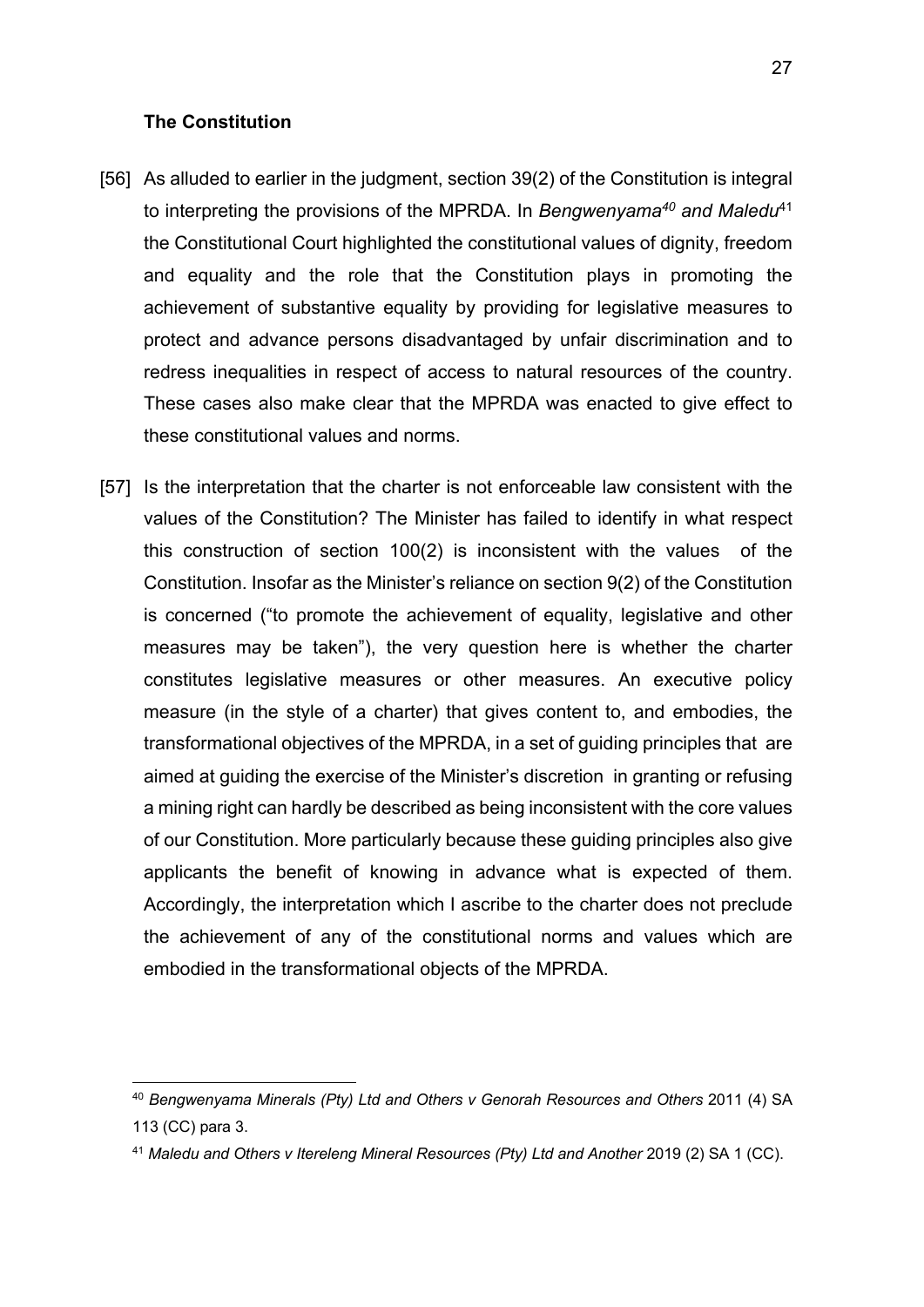**The Constitution**

[56] As alluded to earlier in the judgment, section 39(2) of the Constitution is integral to interpreting the provisions of the MPRDA. In *Bengwenyama*[40] *and Maledu*[41] the Constitutional Court highlighted the constitutional values of dignity, freedom and equality and the role that the Constitution plays in promoting the achievement of substantive equality by providing for legislative measures to protect and advance persons disadvantaged by unfair discrimination and to redress inequalities in respect of access to natural resources of the country. These cases also make clear that the MPRDA was enacted to give effect to these constitutional values and norms.

[57] Is the interpretation that the charter is not enforceable law consistent with the values of the Constitution? The Minister has failed to identify in what respect this construction of section 100(2) is inconsistent with the values of the Constitution. Insofar as the Minister's reliance on section 9(2) of the Constitution is concerned ("to promote the achievement of equality, legislative and other measures may be taken"), the very question here is whether the charter constitutes legislative measures or other measures. An executive policy measure (in the style of a charter) that gives content to, and embodies, the transformational objectives of the MPRDA, in a set of guiding principles that are aimed at guiding the exercise of the Minister's discretion in granting or refusing a mining right can hardly be described as being inconsistent with the core values of our Constitution. More particularly because these guiding principles also give applicants the benefit of knowing in advance what is expected of them. Accordingly, the interpretation which I ascribe to the charter does not preclude the achievement of any of the constitutional norms and values which are embodied in the transformational objects of the MPRDA.

---

[40] *Bengwenyama Minerals (Pty) Ltd and Others v Genorah Resources and Others* 2011 (4) SA 113 (CC) para 3.

[41] *Maledu and Others v Itereleng Mineral Resources (Pty) Ltd and Another* 2019 (2) SA 1 (CC).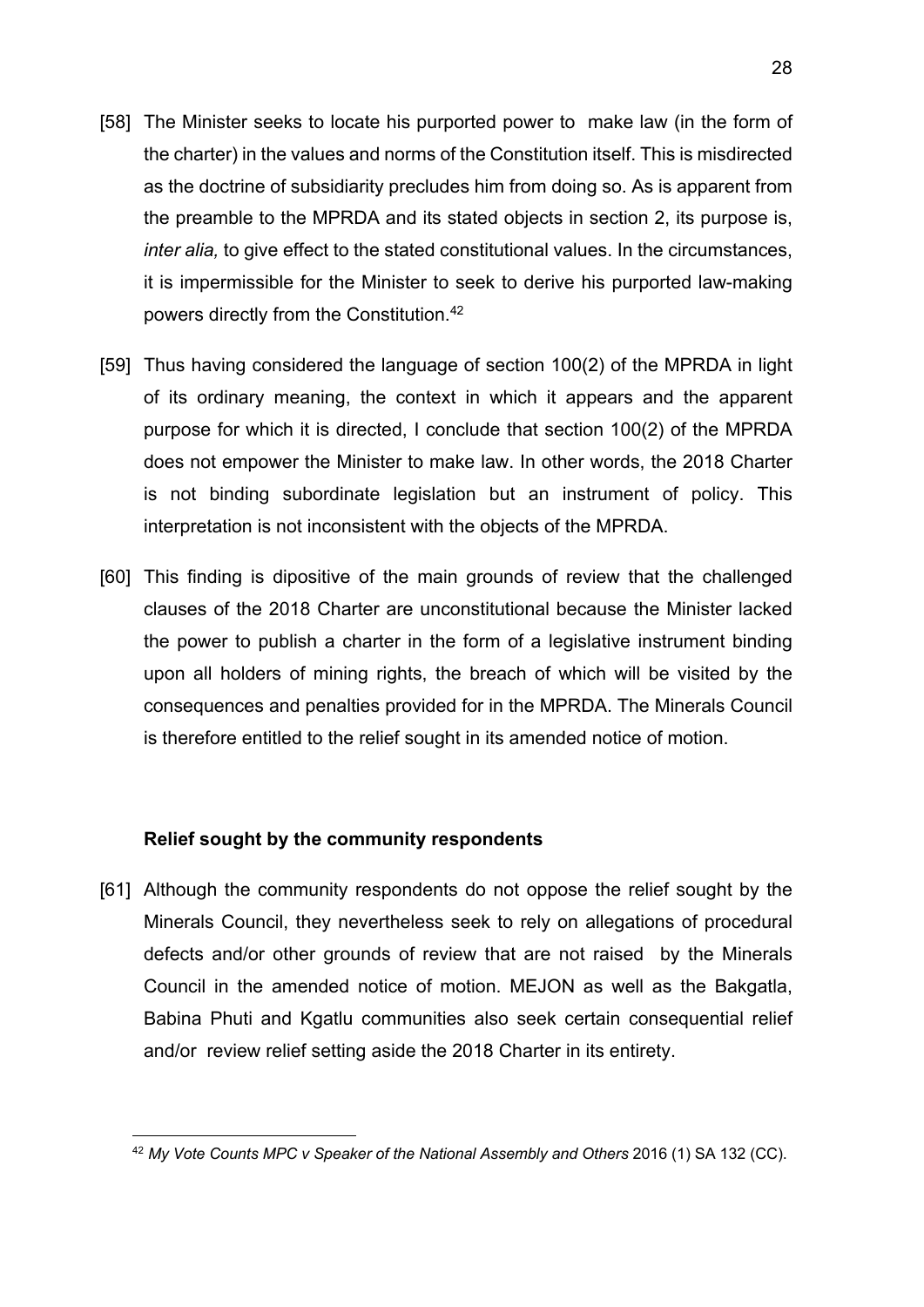[58] The Minister seeks to locate his purported power to make law (in the form of the charter) in the values and norms of the Constitution itself. This is misdirected as the doctrine of subsidiarity precludes him from doing so. As is apparent from the preamble to the MPRDA and its stated objects in section 2, its purpose is, *inter alia,* to give effect to the stated constitutional values. In the circumstances, it is impermissible for the Minister to seek to derive his purported law-making powers directly from the Constitution.[42]

[59] Thus having considered the language of section 100(2) of the MPRDA in light of its ordinary meaning, the context in which it appears and the apparent purpose for which it is directed, I conclude that section 100(2) of the MPRDA does not empower the Minister to make law. In other words, the 2018 Charter is not binding subordinate legislation but an instrument of policy. This interpretation is not inconsistent with the objects of the MPRDA.

[60] This finding is dipositive of the main grounds of review that the challenged clauses of the 2018 Charter are unconstitutional because the Minister lacked the power to publish a charter in the form of a legislative instrument binding upon all holders of mining rights, the breach of which will be visited by the consequences and penalties provided for in the MPRDA. The Minerals Council is therefore entitled to the relief sought in its amended notice of motion.

**Relief sought by the community respondents**

[61] Although the community respondents do not oppose the relief sought by the Minerals Council, they nevertheless seek to rely on allegations of procedural defects and/or other grounds of review that are not raised by the Minerals Council in the amended notice of motion. MEJON as well as the Bakgatla, Babina Phuti and Kgatlu communities also seek certain consequential relief and/or review relief setting aside the 2018 Charter in its entirety.

---

[42] *My Vote Counts MPC v Speaker of the National Assembly and Others* 2016 (1) SA 132 (CC).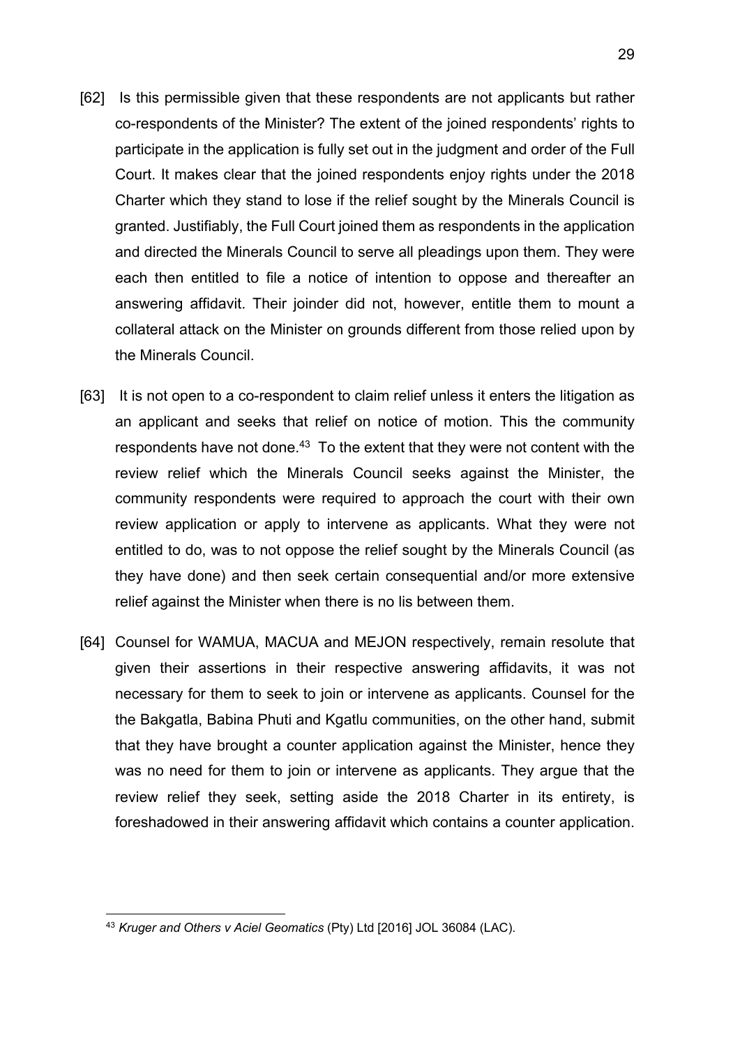[62] Is this permissible given that these respondents are not applicants but rather co-respondents of the Minister? The extent of the joined respondents' rights to participate in the application is fully set out in the judgment and order of the Full Court. It makes clear that the joined respondents enjoy rights under the 2018 Charter which they stand to lose if the relief sought by the Minerals Council is granted. Justifiably, the Full Court joined them as respondents in the application and directed the Minerals Council to serve all pleadings upon them. They were each then entitled to file a notice of intention to oppose and thereafter an answering affidavit. Their joinder did not, however, entitle them to mount a collateral attack on the Minister on grounds different from those relied upon by the Minerals Council.

[63] It is not open to a co-respondent to claim relief unless it enters the litigation as an applicant and seeks that relief on notice of motion. This the community respondents have not done.[43] To the extent that they were not content with the review relief which the Minerals Council seeks against the Minister, the community respondents were required to approach the court with their own review application or apply to intervene as applicants. What they were not entitled to do, was to not oppose the relief sought by the Minerals Council (as they have done) and then seek certain consequential and/or more extensive relief against the Minister when there is no lis between them.

[64] Counsel for WAMUA, MACUA and MEJON respectively, remain resolute that given their assertions in their respective answering affidavits, it was not necessary for them to seek to join or intervene as applicants. Counsel for the the Bakgatla, Babina Phuti and Kgatlu communities, on the other hand, submit that they have brought a counter application against the Minister, hence they was no need for them to join or intervene as applicants. They argue that the review relief they seek, setting aside the 2018 Charter in its entirety, is foreshadowed in their answering affidavit which contains a counter application.

---

[43] *Kruger and Others v Aciel Geomatics* (Pty) Ltd [2016] JOL 36084 (LAC).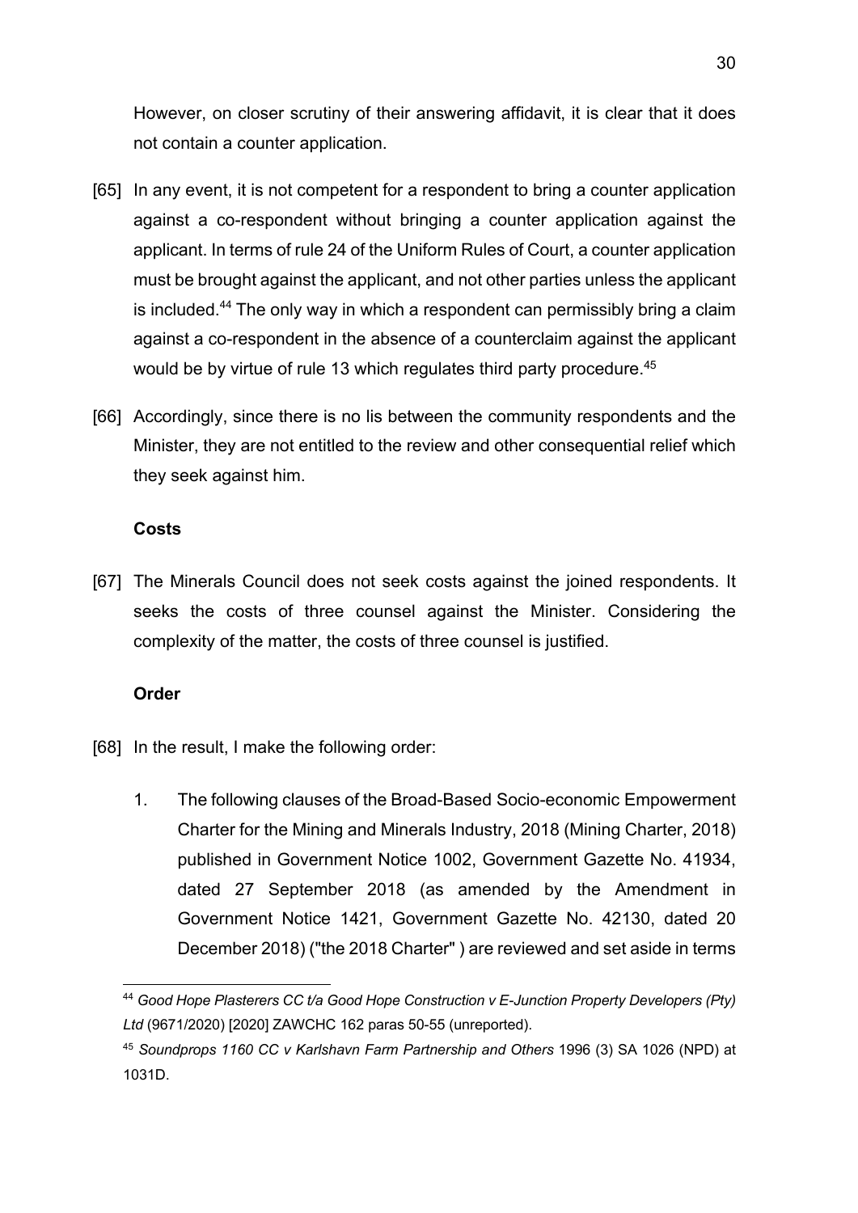However, on closer scrutiny of their answering affidavit, it is clear that it does not contain a counter application.

[65] In any event, it is not competent for a respondent to bring a counter application against a co-respondent without bringing a counter application against the applicant. In terms of rule 24 of the Uniform Rules of Court, a counter application must be brought against the applicant, and not other parties unless the applicant is included.[44] The only way in which a respondent can permissibly bring a claim against a co-respondent in the absence of a counterclaim against the applicant would be by virtue of rule 13 which regulates third party procedure.[45]

[66] Accordingly, since there is no lis between the community respondents and the Minister, they are not entitled to the review and other consequential relief which they seek against him.

**Costs**

[67] The Minerals Council does not seek costs against the joined respondents. It seeks the costs of three counsel against the Minister. Considering the complexity of the matter, the costs of three counsel is justified.

**Order**

[68] In the result, I make the following order:

1. The following clauses of the Broad-Based Socio-economic Empowerment Charter for the Mining and Minerals Industry, 2018 (Mining Charter, 2018) published in Government Notice 1002, Government Gazette No. 41934, dated 27 September 2018 (as amended by the Amendment in Government Notice 1421, Government Gazette No. 42130, dated 20 December 2018) ("the 2018 Charter" ) are reviewed and set aside in terms

---

[44] *Good Hope Plasterers CC t/a Good Hope Construction v E-Junction Property Developers (Pty) Ltd* (9671/2020) [2020] ZAWCHC 162 paras 50-55 (unreported).

[45] *Soundprops 1160 CC v Karlshavn Farm Partnership and Others* 1996 (3) SA 1026 (NPD) at 1031D.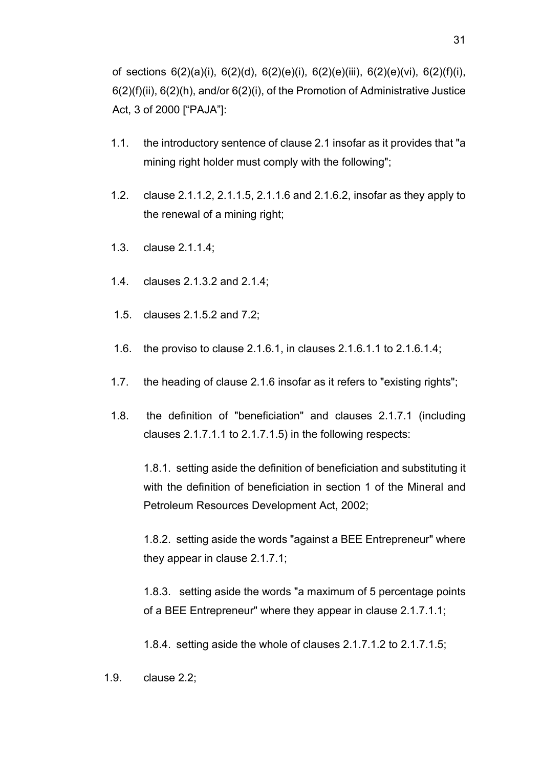of sections 6(2)(a)(i), 6(2)(d), 6(2)(e)(i), 6(2)(e)(iii), 6(2)(e)(vi), 6(2)(f)(i), 6(2)(f)(ii), 6(2)(h), and/or 6(2)(i), of the Promotion of Administrative Justice Act, 3 of 2000 ["PAJA"]:

1.1. the introductory sentence of clause 2.1 insofar as it provides that "a mining right holder must comply with the following";

1.2. clause 2.1.1.2, 2.1.1.5, 2.1.1.6 and 2.1.6.2, insofar as they apply to the renewal of a mining right;

1.3. clause 2.1.1.4;

1.4. clauses 2.1.3.2 and 2.1.4;

1.5. clauses 2.1.5.2 and 7.2;

1.6. the proviso to clause 2.1.6.1, in clauses 2.1.6.1.1 to 2.1.6.1.4;

1.7. the heading of clause 2.1.6 insofar as it refers to "existing rights";

1.8. the definition of "beneficiation" and clauses 2.1.7.1 (including clauses 2.1.7.1.1 to 2.1.7.1.5) in the following respects:

1.8.1. setting aside the definition of beneficiation and substituting it with the definition of beneficiation in section 1 of the Mineral and Petroleum Resources Development Act, 2002;

1.8.2. setting aside the words "against a BEE Entrepreneur" where they appear in clause 2.1.7.1;

1.8.3. setting aside the words "a maximum of 5 percentage points of a BEE Entrepreneur" where they appear in clause 2.1.7.1.1;

1.8.4. setting aside the whole of clauses 2.1.7.1.2 to 2.1.7.1.5;

1.9. clause 2.2;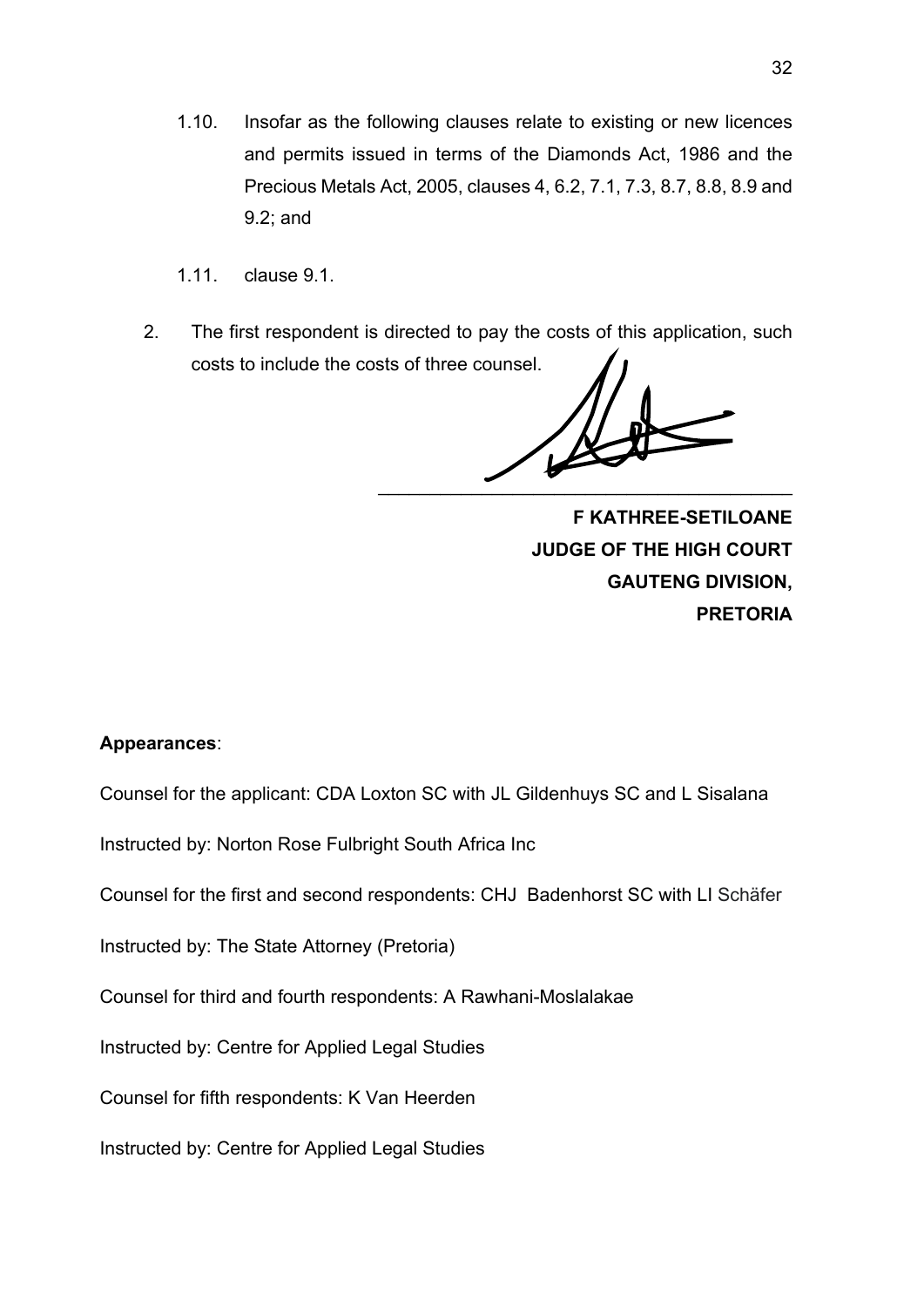1.10. Insofar as the following clauses relate to existing or new licences and permits issued in terms of the Diamonds Act, 1986 and the Precious Metals Act, 2005, clauses 4, 6.2, 7.1, 7.3, 8.7, 8.8, 8.9 and 9.2; and

1.11. clause 9.1.

2. The first respondent is directed to pay the costs of this application, such costs to include the costs of three counsel.

\_\_\_\_\_\_\_\_\_\_\_\_\_\_\_\_\_\_\_\_\_\_\_\_\_\_\_\_\_\_\_\_\_\_\_\_\_\_\_\_

**F KATHREE-SETILOANE**
**JUDGE OF THE HIGH COURT**
**GAUTENG DIVISION,**
**PRETORIA**

**Appearances**:

Counsel for the applicant: CDA Loxton SC with JL Gildenhuys SC and L Sisalana

Instructed by: Norton Rose Fulbright South Africa Inc

Counsel for the first and second respondents: CHJ Badenhorst SC with LI Schäfer

Instructed by: The State Attorney (Pretoria)

Counsel for third and fourth respondents: A Rawhani-Moslalakae

Instructed by: Centre for Applied Legal Studies

Counsel for fifth respondents: K Van Heerden

Instructed by: Centre for Applied Legal Studies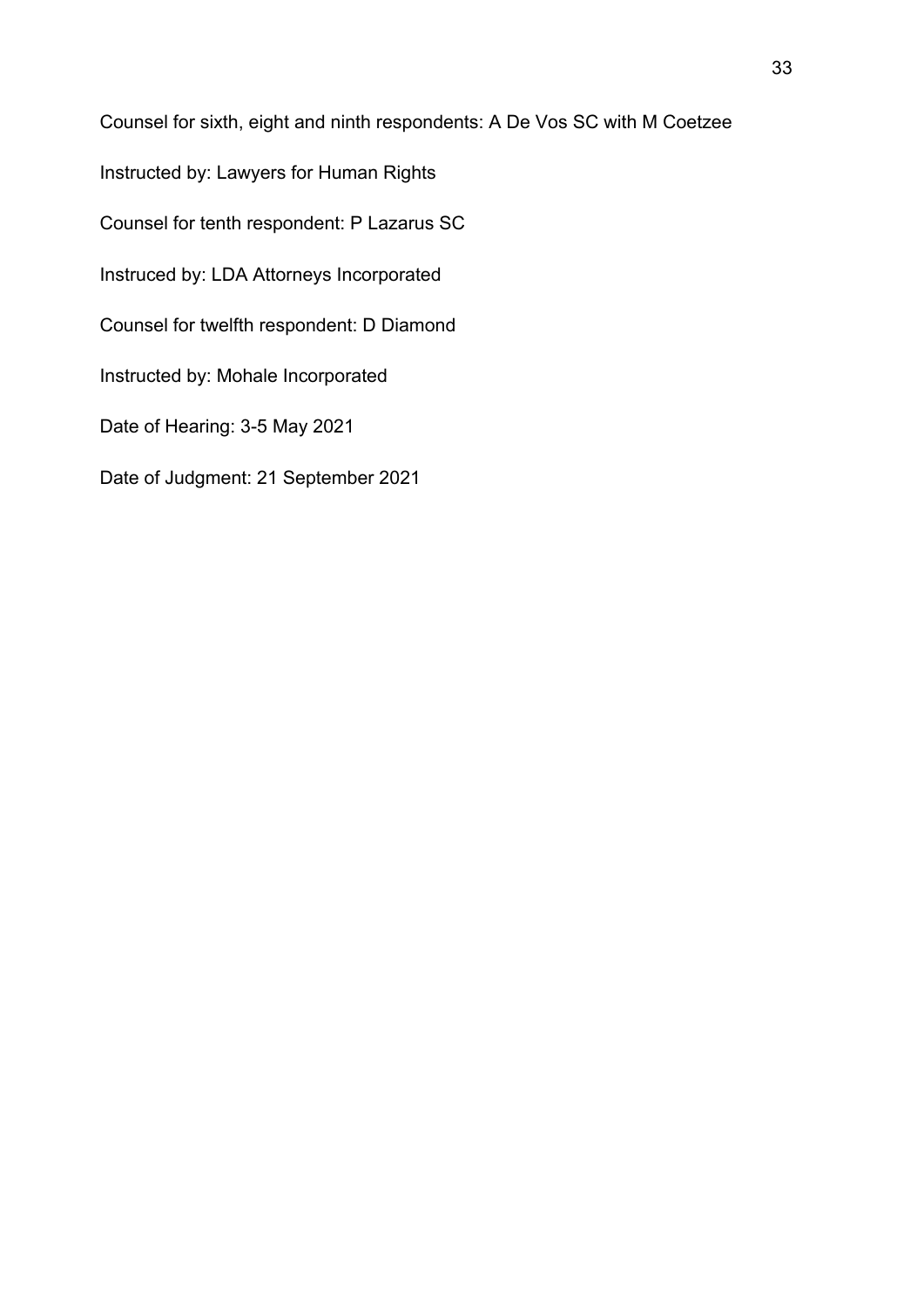Counsel for sixth, eight and ninth respondents: A De Vos SC with M Coetzee

Instructed by: Lawyers for Human Rights

Counsel for tenth respondent: P Lazarus SC

Instruced by: LDA Attorneys Incorporated

Counsel for twelfth respondent: D Diamond

Instructed by: Mohale Incorporated

Date of Hearing: 3-5 May 2021

Date of Judgment: 21 September 2021